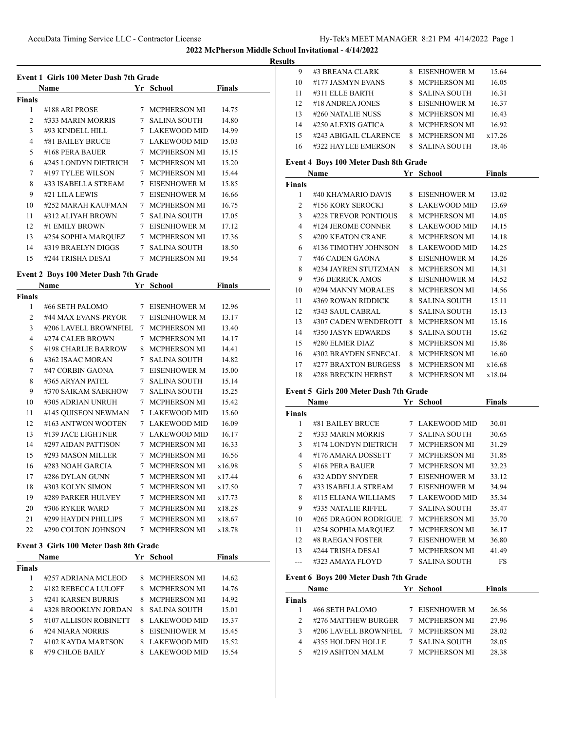## 2022 McPherson Middle School Invitational - 4/14/2022

### Results

#### Event 1 Girls 100 Meter Dash 7th Grade

| | Name | Yr | School | Finals |
|---|---|---|---|---|
| **Finals** | | | | |
| 1 | #188 ARI PROSE | 7 | MCPHERSON MI | 14.75 |
| 2 | #333 MARIN MORRIS | 7 | SALINA SOUTH | 14.80 |
| 3 | #93 KINDELL HILL | 7 | LAKEWOOD MID | 14.99 |
| 4 | #81 BAILEY BRUCE | 7 | LAKEWOOD MID | 15.03 |
| 5 | #168 PERA BAUER | 7 | MCPHERSON MI | 15.15 |
| 6 | #245 LONDYN DIETRICH | 7 | MCPHERSON MI | 15.20 |
| 7 | #197 TYLEE WILSON | 7 | MCPHERSON MI | 15.44 |
| 8 | #33 ISABELLA STREAM | 7 | EISENHOWER M | 15.85 |
| 9 | #21 LILA LEWIS | 7 | EISENHOWER M | 16.66 |
| 10 | #252 MARAH KAUFMAN | 7 | MCPHERSON MI | 16.75 |
| 11 | #312 ALIYAH BROWN | 7 | SALINA SOUTH | 17.05 |
| 12 | #1 EMILY BROWN | 7 | EISENHOWER M | 17.12 |
| 13 | #254 SOPHIA MARQUEZ | 7 | MCPHERSON MI | 17.36 |
| 14 | #319 BRAELYN DIGGS | 7 | SALINA SOUTH | 18.50 |
| 15 | #244 TRISHA DESAI | 7 | MCPHERSON MI | 19.54 |

#### Event 2 Boys 100 Meter Dash 7th Grade

| | Name | Yr | School | Finals |
|---|---|---|---|---|
| **Finals** | | | | |
| 1 | #66 SETH PALOMO | 7 | EISENHOWER M | 12.96 |
| 2 | #44 MAX EVANS-PRYOR | 7 | EISENHOWER M | 13.17 |
| 3 | #206 LAVELL BROWNFIEL | 7 | MCPHERSON MI | 13.40 |
| 4 | #274 CALEB BROWN | 7 | MCPHERSON MI | 14.17 |
| 5 | #198 CHARLIE BARROW | 8 | MCPHERSON MI | 14.41 |
| 6 | #362 ISAAC MORAN | 7 | SALINA SOUTH | 14.82 |
| 7 | #47 CORBIN GAONA | 7 | EISENHOWER M | 15.00 |
| 8 | #365 ARYAN PATEL | 7 | SALINA SOUTH | 15.14 |
| 9 | #370 SAIKAM SAEKHOW | 7 | SALINA SOUTH | 15.25 |
| 10 | #305 ADRIAN UNRUH | 7 | MCPHERSON MI | 15.42 |
| 11 | #145 QUISEON NEWMAN | 7 | LAKEWOOD MID | 15.60 |
| 12 | #163 ANTWON WOOTEN | 7 | LAKEWOOD MID | 16.09 |
| 13 | #139 JACE LIGHTNER | 7 | LAKEWOOD MID | 16.17 |
| 14 | #297 AIDAN PATTISON | 7 | MCPHERSON MI | 16.33 |
| 15 | #293 MASON MILLER | 7 | MCPHERSON MI | 16.56 |
| 16 | #283 NOAH GARCIA | 7 | MCPHERSON MI | x16.98 |
| 17 | #286 DYLAN GUNN | 7 | MCPHERSON MI | x17.44 |
| 18 | #303 KOLYN SIMON | 7 | MCPHERSON MI | x17.50 |
| 19 | #289 PARKER HULVEY | 7 | MCPHERSON MI | x17.73 |
| 20 | #306 RYKER WARD | 7 | MCPHERSON MI | x18.28 |
| 21 | #299 HAYDIN PHILLIPS | 7 | MCPHERSON MI | x18.67 |
| 22 | #290 COLTON JOHNSON | 7 | MCPHERSON MI | x18.78 |

#### Event 3 Girls 100 Meter Dash 8th Grade

| | Name | Yr | School | Finals |
|---|---|---|---|---|
| **Finals** | | | | |
| 1 | #257 ADRIANA MCLEOD | 8 | MCPHERSON MI | 14.62 |
| 2 | #182 REBECCA LULOFF | 8 | MCPHERSON MI | 14.76 |
| 3 | #241 KARSEN BURRIS | 8 | MCPHERSON MI | 14.92 |
| 4 | #328 BROOKLYN JORDAN | 8 | SALINA SOUTH | 15.01 |
| 5 | #107 ALLISON ROBINETT | 8 | LAKEWOOD MID | 15.37 |
| 6 | #24 NIARA NORRIS | 8 | EISENHOWER M | 15.45 |
| 7 | #102 KAYDA MARTSON | 8 | LAKEWOOD MID | 15.52 |
| 8 | #79 CHLOE BAILY | 8 | LAKEWOOD MID | 15.54 |
| 9 | #3 BREANA CLARK | 8 | EISENHOWER M | 15.64 |
| 10 | #177 JASMYN EVANS | 8 | MCPHERSON MI | 16.05 |
| 11 | #311 ELLE BARTH | 8 | SALINA SOUTH | 16.31 |
| 12 | #18 ANDREA JONES | 8 | EISENHOWER M | 16.37 |
| 13 | #260 NATALIE NUSS | 8 | MCPHERSON MI | 16.43 |
| 14 | #250 ALEXIS GATICA | 8 | MCPHERSON MI | 16.92 |
| 15 | #243 ABIGAIL CLARENCE | 8 | MCPHERSON MI | x17.26 |
| 16 | #322 HAYLEE EMERSON | 8 | SALINA SOUTH | 18.46 |

#### Event 4 Boys 100 Meter Dash 8th Grade

| | Name | Yr | School | Finals |
|---|---|---|---|---|
| **Finals** | | | | |
| 1 | #40 KHA'MARIO DAVIS | 8 | EISENHOWER M | 13.02 |
| 2 | #156 KORY SEROCKI | 8 | LAKEWOOD MID | 13.69 |
| 3 | #228 TREVOR PONTIOUS | 8 | MCPHERSON MI | 14.05 |
| 4 | #124 JEROME CONNER | 8 | LAKEWOOD MID | 14.15 |
| 5 | #209 KEATON CRANE | 8 | MCPHERSON MI | 14.18 |
| 6 | #136 TIMOTHY JOHNSON | 8 | LAKEWOOD MID | 14.25 |
| 7 | #46 CADEN GAONA | 8 | EISENHOWER M | 14.26 |
| 8 | #234 JAYREN STUTZMAN | 8 | MCPHERSON MI | 14.31 |
| 9 | #36 DERRICK AMOS | 8 | EISENHOWER M | 14.52 |
| 10 | #294 MANNY MORALES | 8 | MCPHERSON MI | 14.56 |
| 11 | #369 ROWAN RIDDICK | 8 | SALINA SOUTH | 15.11 |
| 12 | #343 SAUL CABRAL | 8 | SALINA SOUTH | 15.13 |
| 13 | #307 CADEN WENDEROTT | 8 | MCPHERSON MI | 15.16 |
| 14 | #350 JASYN EDWARDS | 8 | SALINA SOUTH | 15.62 |
| 15 | #280 ELMER DIAZ | 8 | MCPHERSON MI | 15.86 |
| 16 | #302 BRAYDEN SENECAL | 8 | MCPHERSON MI | 16.60 |
| 17 | #277 BRAXTON BURGESS | 8 | MCPHERSON MI | x16.68 |
| 18 | #288 BRECKIN HERBST | 8 | MCPHERSON MI | x18.04 |

#### Event 5 Girls 200 Meter Dash 7th Grade

| | Name | Yr | School | Finals |
|---|---|---|---|---|
| **Finals** | | | | |
| 1 | #81 BAILEY BRUCE | 7 | LAKEWOOD MID | 30.01 |
| 2 | #333 MARIN MORRIS | 7 | SALINA SOUTH | 30.65 |
| 3 | #174 LONDYN DIETRICH | 7 | MCPHERSON MI | 31.29 |
| 4 | #176 AMARA DOSSETT | 7 | MCPHERSON MI | 31.85 |
| 5 | #168 PERA BAUER | 7 | MCPHERSON MI | 32.23 |
| 6 | #32 ADDY SNYDER | 7 | EISENHOWER M | 33.12 |
| 7 | #33 ISABELLA STREAM | 7 | EISENHOWER M | 34.94 |
| 8 | #115 ELIANA WILLIAMS | 7 | LAKEWOOD MID | 35.34 |
| 9 | #335 NATALIE RIFFEL | 7 | SALINA SOUTH | 35.47 |
| 10 | #265 DRAGON RODRIGUE: | 7 | MCPHERSON MI | 35.70 |
| 11 | #254 SOPHIA MARQUEZ | 7 | MCPHERSON MI | 36.17 |
| 12 | #8 RAEGAN FOSTER | 7 | EISENHOWER M | 36.80 |
| 13 | #244 TRISHA DESAI | 7 | MCPHERSON MI | 41.49 |
| --- | #323 AMAYA FLOYD | 7 | SALINA SOUTH | FS |

#### Event 6 Boys 200 Meter Dash 7th Grade

| | Name | Yr | School | Finals |
|---|---|---|---|---|
| **Finals** | | | | |
| 1 | #66 SETH PALOMO | 7 | EISENHOWER M | 26.56 |
| 2 | #276 MATTHEW BURGER | 7 | MCPHERSON MI | 27.96 |
| 3 | #206 LAVELL BROWNFIEL | 7 | MCPHERSON MI | 28.02 |
| 4 | #355 HOLDEN HOLLE | 7 | SALINA SOUTH | 28.05 |
| 5 | #219 ASHTON MALM | 7 | MCPHERSON MI | 28.38 |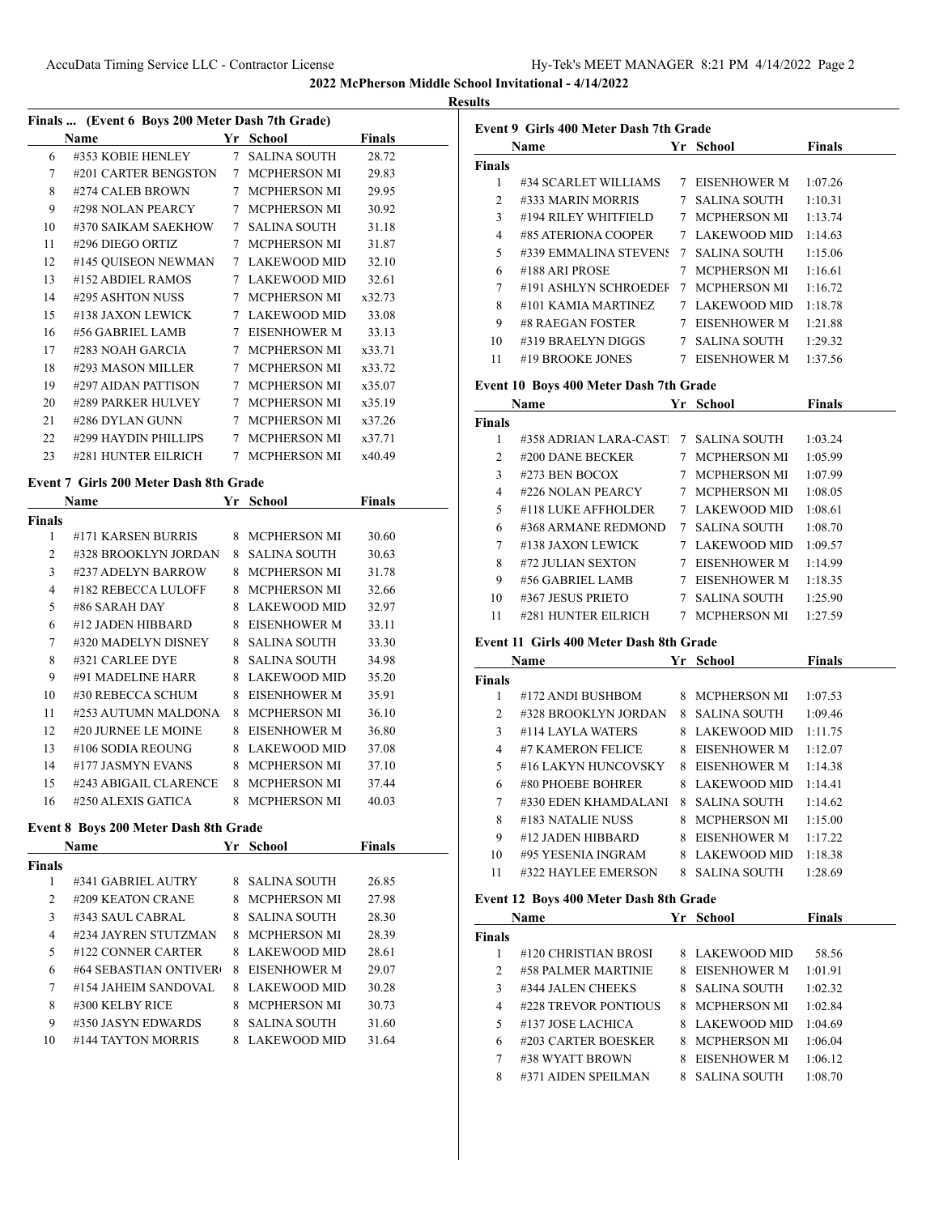## 2022 McPherson Middle School Invitational - 4/14/2022

### Results

#### Finals ... (Event 6 Boys 200 Meter Dash 7th Grade)

| | Name | Yr | School | Finals |
|---|---|---|---|---|
| 6 | #353 KOBIE HENLEY | 7 | SALINA SOUTH | 28.72 |
| 7 | #201 CARTER BENGSTON | 7 | MCPHERSON MI | 29.83 |
| 8 | #274 CALEB BROWN | 7 | MCPHERSON MI | 29.95 |
| 9 | #298 NOLAN PEARCY | 7 | MCPHERSON MI | 30.92 |
| 10 | #370 SAIKAM SAEKHOW | 7 | SALINA SOUTH | 31.18 |
| 11 | #296 DIEGO ORTIZ | 7 | MCPHERSON MI | 31.87 |
| 12 | #145 QUISEON NEWMAN | 7 | LAKEWOOD MID | 32.10 |
| 13 | #152 ABDIEL RAMOS | 7 | LAKEWOOD MID | 32.61 |
| 14 | #295 ASHTON NUSS | 7 | MCPHERSON MI | x32.73 |
| 15 | #138 JAXON LEWICK | 7 | LAKEWOOD MID | 33.08 |
| 16 | #56 GABRIEL LAMB | 7 | EISENHOWER M | 33.13 |
| 17 | #283 NOAH GARCIA | 7 | MCPHERSON MI | x33.71 |
| 18 | #293 MASON MILLER | 7 | MCPHERSON MI | x33.72 |
| 19 | #297 AIDAN PATTISON | 7 | MCPHERSON MI | x35.07 |
| 20 | #289 PARKER HULVEY | 7 | MCPHERSON MI | x35.19 |
| 21 | #286 DYLAN GUNN | 7 | MCPHERSON MI | x37.26 |
| 22 | #299 HAYDIN PHILLIPS | 7 | MCPHERSON MI | x37.71 |
| 23 | #281 HUNTER EILRICH | 7 | MCPHERSON MI | x40.49 |

#### Event 7 Girls 200 Meter Dash 8th Grade

| | Name | Yr | School | Finals |
|---|---|---|---|---|
| **Finals** | | | | |
| 1 | #171 KARSEN BURRIS | 8 | MCPHERSON MI | 30.60 |
| 2 | #328 BROOKLYN JORDAN | 8 | SALINA SOUTH | 30.63 |
| 3 | #237 ADELYN BARROW | 8 | MCPHERSON MI | 31.78 |
| 4 | #182 REBECCA LULOFF | 8 | MCPHERSON MI | 32.66 |
| 5 | #86 SARAH DAY | 8 | LAKEWOOD MID | 32.97 |
| 6 | #12 JADEN HIBBARD | 8 | EISENHOWER M | 33.11 |
| 7 | #320 MADELYN DISNEY | 8 | SALINA SOUTH | 33.30 |
| 8 | #321 CARLEE DYE | 8 | SALINA SOUTH | 34.98 |
| 9 | #91 MADELINE HARR | 8 | LAKEWOOD MID | 35.20 |
| 10 | #30 REBECCA SCHUM | 8 | EISENHOWER M | 35.91 |
| 11 | #253 AUTUMN MALDONA | 8 | MCPHERSON MI | 36.10 |
| 12 | #20 JURNEE LE MOINE | 8 | EISENHOWER M | 36.80 |
| 13 | #106 SODIA REOUNG | 8 | LAKEWOOD MID | 37.08 |
| 14 | #177 JASMYN EVANS | 8 | MCPHERSON MI | 37.10 |
| 15 | #243 ABIGAIL CLARENCE | 8 | MCPHERSON MI | 37.44 |
| 16 | #250 ALEXIS GATICA | 8 | MCPHERSON MI | 40.03 |

#### Event 8 Boys 200 Meter Dash 8th Grade

| | Name | Yr | School | Finals |
|---|---|---|---|---|
| **Finals** | | | | |
| 1 | #341 GABRIEL AUTRY | 8 | SALINA SOUTH | 26.85 |
| 2 | #209 KEATON CRANE | 8 | MCPHERSON MI | 27.98 |
| 3 | #343 SAUL CABRAL | 8 | SALINA SOUTH | 28.30 |
| 4 | #234 JAYREN STUTZMAN | 8 | MCPHERSON MI | 28.39 |
| 5 | #122 CONNER CARTER | 8 | LAKEWOOD MID | 28.61 |
| 6 | #64 SEBASTIAN ONTIVER | 8 | EISENHOWER M | 29.07 |
| 7 | #154 JAHEIM SANDOVAL | 8 | LAKEWOOD MID | 30.28 |
| 8 | #300 KELBY RICE | 8 | MCPHERSON MI | 30.73 |
| 9 | #350 JASYN EDWARDS | 8 | SALINA SOUTH | 31.60 |
| 10 | #144 TAYTON MORRIS | 8 | LAKEWOOD MID | 31.64 |

#### Event 9 Girls 400 Meter Dash 7th Grade

| | Name | Yr | School | Finals |
|---|---|---|---|---|
| **Finals** | | | | |
| 1 | #34 SCARLET WILLIAMS | 7 | EISENHOWER M | 1:07.26 |
| 2 | #333 MARIN MORRIS | 7 | SALINA SOUTH | 1:10.31 |
| 3 | #194 RILEY WHITFIELD | 7 | MCPHERSON MI | 1:13.74 |
| 4 | #85 ATERIONA COOPER | 7 | LAKEWOOD MID | 1:14.63 |
| 5 | #339 EMMALINA STEVENS | 7 | SALINA SOUTH | 1:15.06 |
| 6 | #188 ARI PROSE | 7 | MCPHERSON MI | 1:16.61 |
| 7 | #191 ASHLYN SCHROEDEF | 7 | MCPHERSON MI | 1:16.72 |
| 8 | #101 KAMIA MARTINEZ | 7 | LAKEWOOD MID | 1:18.78 |
| 9 | #8 RAEGAN FOSTER | 7 | EISENHOWER M | 1:21.88 |
| 10 | #319 BRAELYN DIGGS | 7 | SALINA SOUTH | 1:29.32 |
| 11 | #19 BROOKE JONES | 7 | EISENHOWER M | 1:37.56 |

#### Event 10 Boys 400 Meter Dash 7th Grade

| | Name | Yr | School | Finals |
|---|---|---|---|---|
| **Finals** | | | | |
| 1 | #358 ADRIAN LARA-CASTI | 7 | SALINA SOUTH | 1:03.24 |
| 2 | #200 DANE BECKER | 7 | MCPHERSON MI | 1:05.99 |
| 3 | #273 BEN BOCOX | 7 | MCPHERSON MI | 1:07.99 |
| 4 | #226 NOLAN PEARCY | 7 | MCPHERSON MI | 1:08.05 |
| 5 | #118 LUKE AFFHOLDER | 7 | LAKEWOOD MID | 1:08.61 |
| 6 | #368 ARMANE REDMOND | 7 | SALINA SOUTH | 1:08.70 |
| 7 | #138 JAXON LEWICK | 7 | LAKEWOOD MID | 1:09.57 |
| 8 | #72 JULIAN SEXTON | 7 | EISENHOWER M | 1:14.99 |
| 9 | #56 GABRIEL LAMB | 7 | EISENHOWER M | 1:18.35 |
| 10 | #367 JESUS PRIETO | 7 | SALINA SOUTH | 1:25.90 |
| 11 | #281 HUNTER EILRICH | 7 | MCPHERSON MI | 1:27.59 |

#### Event 11 Girls 400 Meter Dash 8th Grade

| | Name | Yr | School | Finals |
|---|---|---|---|---|
| **Finals** | | | | |
| 1 | #172 ANDI BUSHBOM | 8 | MCPHERSON MI | 1:07.53 |
| 2 | #328 BROOKLYN JORDAN | 8 | SALINA SOUTH | 1:09.46 |
| 3 | #114 LAYLA WATERS | 8 | LAKEWOOD MID | 1:11.75 |
| 4 | #7 KAMERON FELICE | 8 | EISENHOWER M | 1:12.07 |
| 5 | #16 LAKYN HUNCOVSKY | 8 | EISENHOWER M | 1:14.38 |
| 6 | #80 PHOEBE BOHRER | 8 | LAKEWOOD MID | 1:14.41 |
| 7 | #330 EDEN KHAMDALANI | 8 | SALINA SOUTH | 1:14.62 |
| 8 | #183 NATALIE NUSS | 8 | MCPHERSON MI | 1:15.00 |
| 9 | #12 JADEN HIBBARD | 8 | EISENHOWER M | 1:17.22 |
| 10 | #95 YESENIA INGRAM | 8 | LAKEWOOD MID | 1:18.38 |
| 11 | #322 HAYLEE EMERSON | 8 | SALINA SOUTH | 1:28.69 |

#### Event 12 Boys 400 Meter Dash 8th Grade

| | Name | Yr | School | Finals |
|---|---|---|---|---|
| **Finals** | | | | |
| 1 | #120 CHRISTIAN BROSI | 8 | LAKEWOOD MID | 58.56 |
| 2 | #58 PALMER MARTINIE | 8 | EISENHOWER M | 1:01.91 |
| 3 | #344 JALEN CHEEKS | 8 | SALINA SOUTH | 1:02.32 |
| 4 | #228 TREVOR PONTIOUS | 8 | MCPHERSON MI | 1:02.84 |
| 5 | #137 JOSE LACHICA | 8 | LAKEWOOD MID | 1:04.69 |
| 6 | #203 CARTER BOESKER | 8 | MCPHERSON MI | 1:06.04 |
| 7 | #38 WYATT BROWN | 8 | EISENHOWER M | 1:06.12 |
| 8 | #371 AIDEN SPEILMAN | 8 | SALINA SOUTH | 1:08.70 |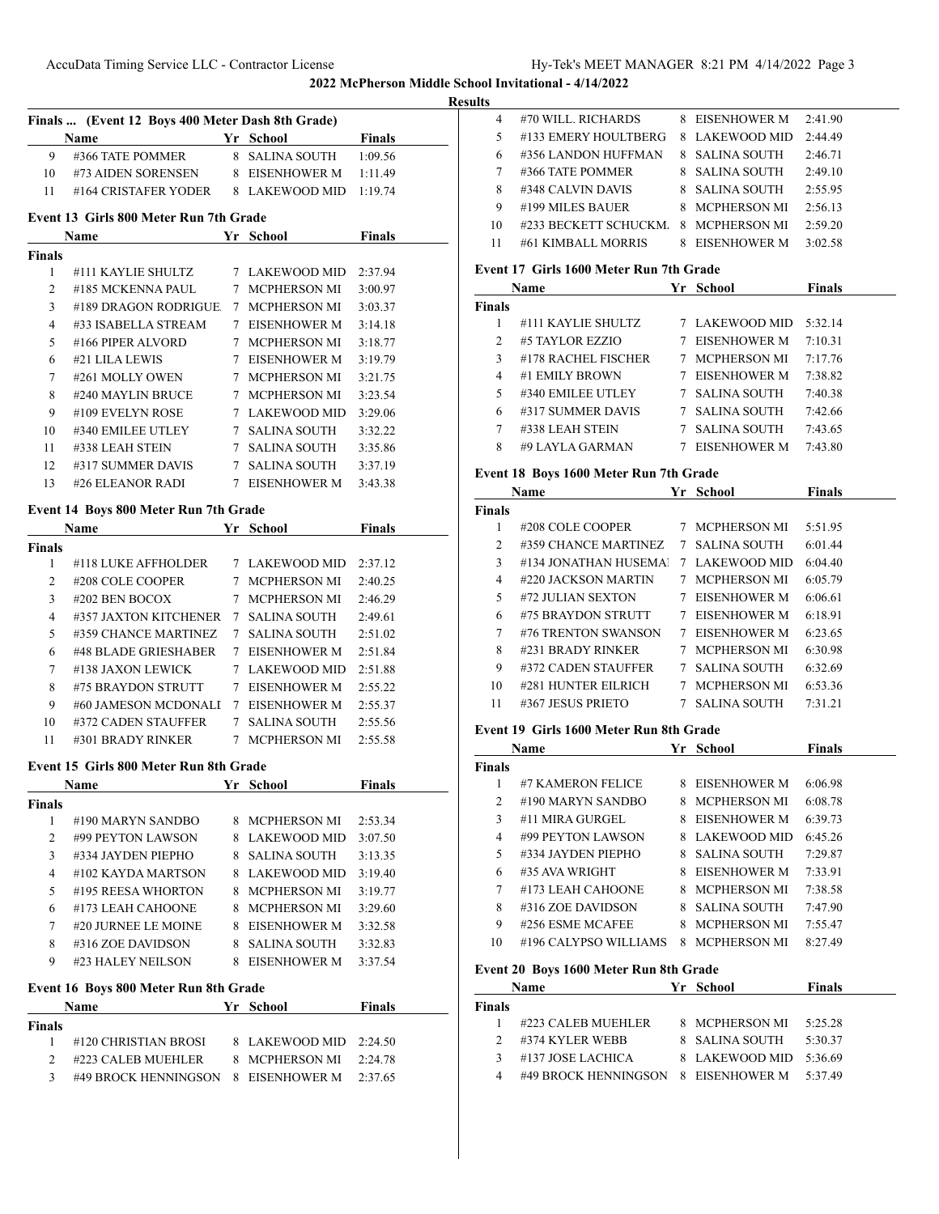## 2022 McPherson Middle School Invitational - 4/14/2022

### Results

### Finals ... (Event 12 Boys 400 Meter Dash 8th Grade)

| | Name | Yr | School | Finals |
|---|---|---|---|---|
| 9 | #366 TATE POMMER | 8 | SALINA SOUTH | 1:09.56 |
| 10 | #73 AIDEN SORENSEN | 8 | EISENHOWER M | 1:11.49 |
| 11 | #164 CRISTAFER YODER | 8 | LAKEWOOD MID | 1:19.74 |

### Event 13 Girls 800 Meter Run 7th Grade

| | Name | Yr | School | Finals |
|---|---|---|---|---|
| **Finals** | | | | |
| 1 | #111 KAYLIE SHULTZ | 7 | LAKEWOOD MID | 2:37.94 |
| 2 | #185 MCKENNA PAUL | 7 | MCPHERSON MI | 3:00.97 |
| 3 | #189 DRAGON RODRIGUE | 7 | MCPHERSON MI | 3:03.37 |
| 4 | #33 ISABELLA STREAM | 7 | EISENHOWER M | 3:14.18 |
| 5 | #166 PIPER ALVORD | 7 | MCPHERSON MI | 3:18.77 |
| 6 | #21 LILA LEWIS | 7 | EISENHOWER M | 3:19.79 |
| 7 | #261 MOLLY OWEN | 7 | MCPHERSON MI | 3:21.75 |
| 8 | #240 MAYLIN BRUCE | 7 | MCPHERSON MI | 3:23.54 |
| 9 | #109 EVELYN ROSE | 7 | LAKEWOOD MID | 3:29.06 |
| 10 | #340 EMILEE UTLEY | 7 | SALINA SOUTH | 3:32.22 |
| 11 | #338 LEAH STEIN | 7 | SALINA SOUTH | 3:35.86 |
| 12 | #317 SUMMER DAVIS | 7 | SALINA SOUTH | 3:37.19 |
| 13 | #26 ELEANOR RADI | 7 | EISENHOWER M | 3:43.38 |

### Event 14 Boys 800 Meter Run 7th Grade

| | Name | Yr | School | Finals |
|---|---|---|---|---|
| **Finals** | | | | |
| 1 | #118 LUKE AFFHOLDER | 7 | LAKEWOOD MID | 2:37.12 |
| 2 | #208 COLE COOPER | 7 | MCPHERSON MI | 2:40.25 |
| 3 | #202 BEN BOCOX | 7 | MCPHERSON MI | 2:46.29 |
| 4 | #357 JAXTON KITCHENER | 7 | SALINA SOUTH | 2:49.61 |
| 5 | #359 CHANCE MARTINEZ | 7 | SALINA SOUTH | 2:51.02 |
| 6 | #48 BLADE GRIESHABER | 7 | EISENHOWER M | 2:51.84 |
| 7 | #138 JAXON LEWICK | 7 | LAKEWOOD MID | 2:51.88 |
| 8 | #75 BRAYDON STRUTT | 7 | EISENHOWER M | 2:55.22 |
| 9 | #60 JAMESON MCDONALI | 7 | EISENHOWER M | 2:55.37 |
| 10 | #372 CADEN STAUFFER | 7 | SALINA SOUTH | 2:55.56 |
| 11 | #301 BRADY RINKER | 7 | MCPHERSON MI | 2:55.58 |

### Event 15 Girls 800 Meter Run 8th Grade

| | Name | Yr | School | Finals |
|---|---|---|---|---|
| **Finals** | | | | |
| 1 | #190 MARYN SANDBO | 8 | MCPHERSON MI | 2:53.34 |
| 2 | #99 PEYTON LAWSON | 8 | LAKEWOOD MID | 3:07.50 |
| 3 | #334 JAYDEN PIEPHO | 8 | SALINA SOUTH | 3:13.35 |
| 4 | #102 KAYDA MARTSON | 8 | LAKEWOOD MID | 3:19.40 |
| 5 | #195 REESA WHORTON | 8 | MCPHERSON MI | 3:19.77 |
| 6 | #173 LEAH CAHOONE | 8 | MCPHERSON MI | 3:29.60 |
| 7 | #20 JURNEE LE MOINE | 8 | EISENHOWER M | 3:32.58 |
| 8 | #316 ZOE DAVIDSON | 8 | SALINA SOUTH | 3:32.83 |
| 9 | #23 HALEY NEILSON | 8 | EISENHOWER M | 3:37.54 |

### Event 16 Boys 800 Meter Run 8th Grade

| | Name | Yr | School | Finals |
|---|---|---|---|---|
| **Finals** | | | | |
| 1 | #120 CHRISTIAN BROSI | 8 | LAKEWOOD MID | 2:24.50 |
| 2 | #223 CALEB MUEHLER | 8 | MCPHERSON MI | 2:24.78 |
| 3 | #49 BROCK HENNINGSON | 8 | EISENHOWER M | 2:37.65 |
| 4 | #70 WILL. RICHARDS | 8 | EISENHOWER M | 2:41.90 |
| 5 | #133 EMERY HOULTBERG | 8 | LAKEWOOD MID | 2:44.49 |
| 6 | #356 LANDON HUFFMAN | 8 | SALINA SOUTH | 2:46.71 |
| 7 | #366 TATE POMMER | 8 | SALINA SOUTH | 2:49.10 |
| 8 | #348 CALVIN DAVIS | 8 | SALINA SOUTH | 2:55.95 |
| 9 | #199 MILES BAUER | 8 | MCPHERSON MI | 2:56.13 |
| 10 | #233 BECKETT SCHUCKM. | 8 | MCPHERSON MI | 2:59.20 |
| 11 | #61 KIMBALL MORRIS | 8 | EISENHOWER M | 3:02.58 |

### Event 17 Girls 1600 Meter Run 7th Grade

| | Name | Yr | School | Finals |
|---|---|---|---|---|
| **Finals** | | | | |
| 1 | #111 KAYLIE SHULTZ | 7 | LAKEWOOD MID | 5:32.14 |
| 2 | #5 TAYLOR EZZIO | 7 | EISENHOWER M | 7:10.31 |
| 3 | #178 RACHEL FISCHER | 7 | MCPHERSON MI | 7:17.76 |
| 4 | #1 EMILY BROWN | 7 | EISENHOWER M | 7:38.82 |
| 5 | #340 EMILEE UTLEY | 7 | SALINA SOUTH | 7:40.38 |
| 6 | #317 SUMMER DAVIS | 7 | SALINA SOUTH | 7:42.66 |
| 7 | #338 LEAH STEIN | 7 | SALINA SOUTH | 7:43.65 |
| 8 | #9 LAYLA GARMAN | 7 | EISENHOWER M | 7:43.80 |

### Event 18 Boys 1600 Meter Run 7th Grade

| | Name | Yr | School | Finals |
|---|---|---|---|---|
| **Finals** | | | | |
| 1 | #208 COLE COOPER | 7 | MCPHERSON MI | 5:51.95 |
| 2 | #359 CHANCE MARTINEZ | 7 | SALINA SOUTH | 6:01.44 |
| 3 | #134 JONATHAN HUSEMAI | 7 | LAKEWOOD MID | 6:04.40 |
| 4 | #220 JACKSON MARTIN | 7 | MCPHERSON MI | 6:05.79 |
| 5 | #72 JULIAN SEXTON | 7 | EISENHOWER M | 6:06.61 |
| 6 | #75 BRAYDON STRUTT | 7 | EISENHOWER M | 6:18.91 |
| 7 | #76 TRENTON SWANSON | 7 | EISENHOWER M | 6:23.65 |
| 8 | #231 BRADY RINKER | 7 | MCPHERSON MI | 6:30.98 |
| 9 | #372 CADEN STAUFFER | 7 | SALINA SOUTH | 6:32.69 |
| 10 | #281 HUNTER EILRICH | 7 | MCPHERSON MI | 6:53.36 |
| 11 | #367 JESUS PRIETO | 7 | SALINA SOUTH | 7:31.21 |

### Event 19 Girls 1600 Meter Run 8th Grade

| | Name | Yr | School | Finals |
|---|---|---|---|---|
| **Finals** | | | | |
| 1 | #7 KAMERON FELICE | 8 | EISENHOWER M | 6:06.98 |
| 2 | #190 MARYN SANDBO | 8 | MCPHERSON MI | 6:08.78 |
| 3 | #11 MIRA GURGEL | 8 | EISENHOWER M | 6:39.73 |
| 4 | #99 PEYTON LAWSON | 8 | LAKEWOOD MID | 6:45.26 |
| 5 | #334 JAYDEN PIEPHO | 8 | SALINA SOUTH | 7:29.87 |
| 6 | #35 AVA WRIGHT | 8 | EISENHOWER M | 7:33.91 |
| 7 | #173 LEAH CAHOONE | 8 | MCPHERSON MI | 7:38.58 |
| 8 | #316 ZOE DAVIDSON | 8 | SALINA SOUTH | 7:47.90 |
| 9 | #256 ESME MCAFEE | 8 | MCPHERSON MI | 7:55.47 |
| 10 | #196 CALYPSO WILLIAMS | 8 | MCPHERSON MI | 8:27.49 |

### Event 20 Boys 1600 Meter Run 8th Grade

| | Name | Yr | School | Finals |
|---|---|---|---|---|
| **Finals** | | | | |
| 1 | #223 CALEB MUEHLER | 8 | MCPHERSON MI | 5:25.28 |
| 2 | #374 KYLER WEBB | 8 | SALINA SOUTH | 5:30.37 |
| 3 | #137 JOSE LACHICA | 8 | LAKEWOOD MID | 5:36.69 |
| 4 | #49 BROCK HENNINGSON | 8 | EISENHOWER M | 5:37.49 |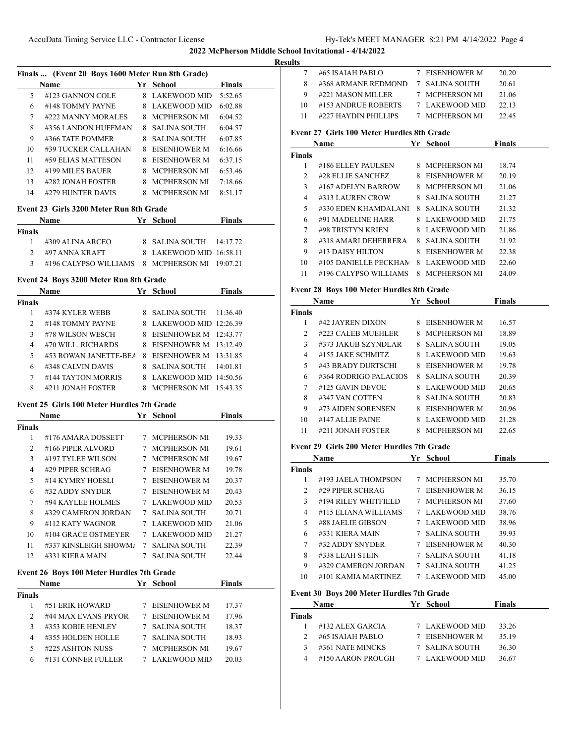**2022 McPherson Middle School Invitational - 4/14/2022**

**Results**

### Finals ... (Event 20 Boys 1600 Meter Run 8th Grade)

| | Name | Yr | School | Finals |
|---|---|---|---|---|
| 5 | #123 GANNON COLE | 8 | LAKEWOOD MID | 5:52.65 |
| 6 | #148 TOMMY PAYNE | 8 | LAKEWOOD MID | 6:02.88 |
| 7 | #222 MANNY MORALES | 8 | MCPHERSON MI | 6:04.52 |
| 8 | #356 LANDON HUFFMAN | 8 | SALINA SOUTH | 6:04.57 |
| 9 | #366 TATE POMMER | 8 | SALINA SOUTH | 6:07.85 |
| 10 | #39 TUCKER CALLAHAN | 8 | EISENHOWER M | 6:16.66 |
| 11 | #59 ELIAS MATTESON | 8 | EISENHOWER M | 6:37.15 |
| 12 | #199 MILES BAUER | 8 | MCPHERSON MI | 6:53.46 |
| 13 | #282 JONAH FOSTER | 8 | MCPHERSON MI | 7:18.66 |
| 14 | #279 HUNTER DAVIS | 8 | MCPHERSON MI | 8:51.17 |

### Event 23 Girls 3200 Meter Run 8th Grade

| | Name | Yr | School | Finals |
|---|---|---|---|---|
| **Finals** | | | | |
| 1 | #309 ALINA ARCEO | 8 | SALINA SOUTH | 14:17.72 |
| 2 | #97 ANNA KRAFT | 8 | LAKEWOOD MID | 16:58.11 |
| 3 | #196 CALYPSO WILLIAMS | 8 | MCPHERSON MI | 19:07.21 |

### Event 24 Boys 3200 Meter Run 8th Grade

| | Name | Yr | School | Finals |
|---|---|---|---|---|
| **Finals** | | | | |
| 1 | #374 KYLER WEBB | 8 | SALINA SOUTH | 11:36.40 |
| 2 | #148 TOMMY PAYNE | 8 | LAKEWOOD MID | 12:26.39 |
| 3 | #78 WILSON WESCH | 8 | EISENHOWER M | 12:43.77 |
| 4 | #70 WILL. RICHARDS | 8 | EISENHOWER M | 13:12.49 |
| 5 | #53 ROWAN JANETTE-BEA | 8 | EISENHOWER M | 13:31.85 |
| 6 | #348 CALVIN DAVIS | 8 | SALINA SOUTH | 14:01.81 |
| 7 | #144 TAYTON MORRIS | 8 | LAKEWOOD MID | 14:50.56 |
| 8 | #211 JONAH FOSTER | 8 | MCPHERSON MI | 15:43.35 |

### Event 25 Girls 100 Meter Hurdles 7th Grade

| | Name | Yr | School | Finals |
|---|---|---|---|---|
| **Finals** | | | | |
| 1 | #176 AMARA DOSSETT | 7 | MCPHERSON MI | 19.33 |
| 2 | #166 PIPER ALVORD | 7 | MCPHERSON MI | 19.61 |
| 3 | #197 TYLEE WILSON | 7 | MCPHERSON MI | 19.67 |
| 4 | #29 PIPER SCHRAG | 7 | EISENHOWER M | 19.78 |
| 5 | #14 KYMRY HOESLI | 7 | EISENHOWER M | 20.37 |
| 6 | #32 ADDY SNYDER | 7 | EISENHOWER M | 20.43 |
| 7 | #94 KAYLEE HOLMES | 7 | LAKEWOOD MID | 20.53 |
| 8 | #329 CAMERON JORDAN | 7 | SALINA SOUTH | 20.71 |
| 9 | #112 KATY WAGNOR | 7 | LAKEWOOD MID | 21.06 |
| 10 | #104 GRACE OSTMEYER | 7 | LAKEWOOD MID | 21.27 |
| 11 | #337 KINSLEIGH SHOWMA | 7 | SALINA SOUTH | 22.39 |
| 12 | #331 KIERA MAIN | 7 | SALINA SOUTH | 22.44 |

### Event 26 Boys 100 Meter Hurdles 7th Grade

| | Name | Yr | School | Finals |
|---|---|---|---|---|
| **Finals** | | | | |
| 1 | #51 ERIK HOWARD | 7 | EISENHOWER M | 17.37 |
| 2 | #44 MAX EVANS-PRYOR | 7 | EISENHOWER M | 17.96 |
| 3 | #353 KOBIE HENLEY | 7 | SALINA SOUTH | 18.37 |
| 4 | #355 HOLDEN HOLLE | 7 | SALINA SOUTH | 18.93 |
| 5 | #225 ASHTON NUSS | 7 | MCPHERSON MI | 19.67 |
| 6 | #131 CONNER FULLER | 7 | LAKEWOOD MID | 20.03 |
| 7 | #65 ISAIAH PABLO | 7 | EISENHOWER M | 20.20 |
| 8 | #368 ARMANE REDMOND | 7 | SALINA SOUTH | 20.61 |
| 9 | #221 MASON MILLER | 7 | MCPHERSON MI | 21.06 |
| 10 | #153 ANDRUE ROBERTS | 7 | LAKEWOOD MID | 22.13 |
| 11 | #227 HAYDIN PHILLIPS | 7 | MCPHERSON MI | 22.45 |

### Event 27 Girls 100 Meter Hurdles 8th Grade

| | Name | Yr | School | Finals |
|---|---|---|---|---|
| **Finals** | | | | |
| 1 | #186 ELLEY PAULSEN | 8 | MCPHERSON MI | 18.74 |
| 2 | #28 ELLIE SANCHEZ | 8 | EISENHOWER M | 20.19 |
| 3 | #167 ADELYN BARROW | 8 | MCPHERSON MI | 21.06 |
| 4 | #313 LAUREN CROW | 8 | SALINA SOUTH | 21.27 |
| 5 | #330 EDEN KHAMDALANI | 8 | SALINA SOUTH | 21.32 |
| 6 | #91 MADELINE HARR | 8 | LAKEWOOD MID | 21.75 |
| 7 | #98 TRISTYN KRIEN | 8 | LAKEWOOD MID | 21.86 |
| 8 | #318 AMARI DEHERRERA | 8 | SALINA SOUTH | 21.92 |
| 9 | #13 DAISY HILTON | 8 | EISENHOWER M | 22.38 |
| 10 | #105 DANIELLE PECKHAM | 8 | LAKEWOOD MID | 22.60 |
| 11 | #196 CALYPSO WILLIAMS | 8 | MCPHERSON MI | 24.09 |

### Event 28 Boys 100 Meter Hurdles 8th Grade

| | Name | Yr | School | Finals |
|---|---|---|---|---|
| **Finals** | | | | |
| 1 | #42 JAYREN DIXON | 8 | EISENHOWER M | 16.57 |
| 2 | #223 CALEB MUEHLER | 8 | MCPHERSON MI | 18.89 |
| 3 | #373 JAKUB SZYNDLAR | 8 | SALINA SOUTH | 19.05 |
| 4 | #155 JAKE SCHMITZ | 8 | LAKEWOOD MID | 19.63 |
| 5 | #43 BRADY DURTSCHI | 8 | EISENHOWER M | 19.78 |
| 6 | #364 RODRIGO PALACIOS | 8 | SALINA SOUTH | 20.39 |
| 7 | #125 GAVIN DEVOE | 8 | LAKEWOOD MID | 20.65 |
| 8 | #347 VAN COTTEN | 8 | SALINA SOUTH | 20.83 |
| 9 | #73 AIDEN SORENSEN | 8 | EISENHOWER M | 20.96 |
| 10 | #147 ALLIE PAINE | 8 | LAKEWOOD MID | 21.28 |
| 11 | #211 JONAH FOSTER | 8 | MCPHERSON MI | 22.65 |

### Event 29 Girls 200 Meter Hurdles 7th Grade

| | Name | Yr | School | Finals |
|---|---|---|---|---|
| **Finals** | | | | |
| 1 | #193 JAELA THOMPSON | 7 | MCPHERSON MI | 35.70 |
| 2 | #29 PIPER SCHRAG | 7 | EISENHOWER M | 36.15 |
| 3 | #194 RILEY WHITFIELD | 7 | MCPHERSON MI | 37.60 |
| 4 | #115 ELIANA WILLIAMS | 7 | LAKEWOOD MID | 38.76 |
| 5 | #88 JAELIE GIBSON | 7 | LAKEWOOD MID | 38.96 |
| 6 | #331 KIERA MAIN | 7 | SALINA SOUTH | 39.93 |
| 7 | #32 ADDY SNYDER | 7 | EISENHOWER M | 40.30 |
| 8 | #338 LEAH STEIN | 7 | SALINA SOUTH | 41.18 |
| 9 | #329 CAMERON JORDAN | 7 | SALINA SOUTH | 41.25 |
| 10 | #101 KAMIA MARTINEZ | 7 | LAKEWOOD MID | 45.00 |

### Event 30 Boys 200 Meter Hurdles 7th Grade

| | Name | Yr | School | Finals |
|---|---|---|---|---|
| **Finals** | | | | |
| 1 | #132 ALEX GARCIA | 7 | LAKEWOOD MID | 33.26 |
| 2 | #65 ISAIAH PABLO | 7 | EISENHOWER M | 35.19 |
| 3 | #361 NATE MINCKS | 7 | SALINA SOUTH | 36.30 |
| 4 | #150 AARON PROUGH | 7 | LAKEWOOD MID | 36.67 |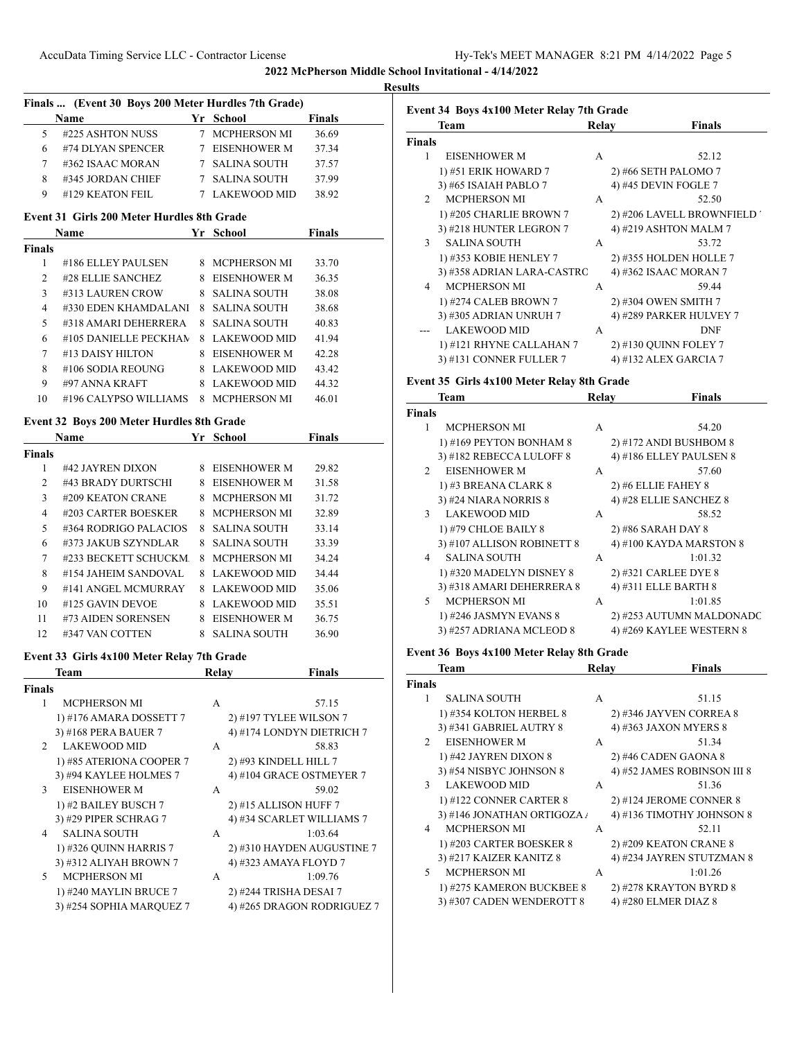**2022 McPherson Middle School Invitational - 4/14/2022**

**Results**

### Finals ... (Event 30 Boys 200 Meter Hurdles 7th Grade)

| | Name | Yr | School | Finals |
|---|---|---|---|---|
| 5 | #225 ASHTON NUSS | 7 | MCPHERSON MI | 36.69 |
| 6 | #74 DLYAN SPENCER | 7 | EISENHOWER M | 37.34 |
| 7 | #362 ISAAC MORAN | 7 | SALINA SOUTH | 37.57 |
| 8 | #345 JORDAN CHIEF | 7 | SALINA SOUTH | 37.99 |
| 9 | #129 KEATON FEIL | 7 | LAKEWOOD MID | 38.92 |

### Event 31 Girls 200 Meter Hurdles 8th Grade

| | Name | Yr | School | Finals |
|---|---|---|---|---|
| **Finals** | | | | |
| 1 | #186 ELLEY PAULSEN | 8 | MCPHERSON MI | 33.70 |
| 2 | #28 ELLIE SANCHEZ | 8 | EISENHOWER M | 36.35 |
| 3 | #313 LAUREN CROW | 8 | SALINA SOUTH | 38.08 |
| 4 | #330 EDEN KHAMDALANI | 8 | SALINA SOUTH | 38.68 |
| 5 | #318 AMARI DEHERRERA | 8 | SALINA SOUTH | 40.83 |
| 6 | #105 DANIELLE PECKHAM | 8 | LAKEWOOD MID | 41.94 |
| 7 | #13 DAISY HILTON | 8 | EISENHOWER M | 42.28 |
| 8 | #106 SODIA REOUNG | 8 | LAKEWOOD MID | 43.42 |
| 9 | #97 ANNA KRAFT | 8 | LAKEWOOD MID | 44.32 |
| 10 | #196 CALYPSO WILLIAMS | 8 | MCPHERSON MI | 46.01 |

### Event 32 Boys 200 Meter Hurdles 8th Grade

| | Name | Yr | School | Finals |
|---|---|---|---|---|
| **Finals** | | | | |
| 1 | #42 JAYREN DIXON | 8 | EISENHOWER M | 29.82 |
| 2 | #43 BRADY DURTSCHI | 8 | EISENHOWER M | 31.58 |
| 3 | #209 KEATON CRANE | 8 | MCPHERSON MI | 31.72 |
| 4 | #203 CARTER BOESKER | 8 | MCPHERSON MI | 32.89 |
| 5 | #364 RODRIGO PALACIOS | 8 | SALINA SOUTH | 33.14 |
| 6 | #373 JAKUB SZYNDLAR | 8 | SALINA SOUTH | 33.39 |
| 7 | #233 BECKETT SCHUCKM. | 8 | MCPHERSON MI | 34.24 |
| 8 | #154 JAHEIM SANDOVAL | 8 | LAKEWOOD MID | 34.44 |
| 9 | #141 ANGEL MCMURRAY | 8 | LAKEWOOD MID | 35.06 |
| 10 | #125 GAVIN DEVOE | 8 | LAKEWOOD MID | 35.51 |
| 11 | #73 AIDEN SORENSEN | 8 | EISENHOWER M | 36.75 |
| 12 | #347 VAN COTTEN | 8 | SALINA SOUTH | 36.90 |

### Event 33 Girls 4x100 Meter Relay 7th Grade

| | Team | Relay | Finals |
|---|---|---|---|
| **Finals** | | | |
| 1 | MCPHERSON MI | A | 57.15 |
| | 1) #176 AMARA DOSSETT 7 | 2) #197 TYLEE WILSON 7 | |
| | 3) #168 PERA BAUER 7 | 4) #174 LONDYN DIETRICH 7 | |
| 2 | LAKEWOOD MID | A | 58.83 |
| | 1) #85 ATERIONA COOPER 7 | 2) #93 KINDELL HILL 7 | |
| | 3) #94 KAYLEE HOLMES 7 | 4) #104 GRACE OSTMEYER 7 | |
| 3 | EISENHOWER M | A | 59.02 |
| | 1) #2 BAILEY BUSCH 7 | 2) #15 ALLISON HUFF 7 | |
| | 3) #29 PIPER SCHRAG 7 | 4) #34 SCARLET WILLIAMS 7 | |
| 4 | SALINA SOUTH | A | 1:03.64 |
| | 1) #326 QUINN HARRIS 7 | 2) #310 HAYDEN AUGUSTINE 7 | |
| | 3) #312 ALIYAH BROWN 7 | 4) #323 AMAYA FLOYD 7 | |
| 5 | MCPHERSON MI | A | 1:09.76 |
| | 1) #240 MAYLIN BRUCE 7 | 2) #244 TRISHA DESAI 7 | |
| | 3) #254 SOPHIA MARQUEZ 7 | 4) #265 DRAGON RODRIGUEZ 7 | |

### Event 34 Boys 4x100 Meter Relay 7th Grade

| | Team | Relay | Finals |
|---|---|---|---|
| **Finals** | | | |
| 1 | EISENHOWER M | A | 52.12 |
| | 1) #51 ERIK HOWARD 7 | 2) #66 SETH PALOMO 7 | |
| | 3) #65 ISAIAH PABLO 7 | 4) #45 DEVIN FOGLE 7 | |
| 2 | MCPHERSON MI | A | 52.50 |
| | 1) #205 CHARLIE BROWN 7 | 2) #206 LAVELL BROWNFIELD | |
| | 3) #218 HUNTER LEGRON 7 | 4) #219 ASHTON MALM 7 | |
| 3 | SALINA SOUTH | A | 53.72 |
| | 1) #353 KOBIE HENLEY 7 | 2) #355 HOLDEN HOLLE 7 | |
| | 3) #358 ADRIAN LARA-CASTRC | 4) #362 ISAAC MORAN 7 | |
| 4 | MCPHERSON MI | A | 59.44 |
| | 1) #274 CALEB BROWN 7 | 2) #304 OWEN SMITH 7 | |
| | 3) #305 ADRIAN UNRUH 7 | 4) #289 PARKER HULVEY 7 | |
| --- | LAKEWOOD MID | A | DNF |
| | 1) #121 RHYNE CALLAHAN 7 | 2) #130 QUINN FOLEY 7 | |
| | 3) #131 CONNER FULLER 7 | 4) #132 ALEX GARCIA 7 | |

### Event 35 Girls 4x100 Meter Relay 8th Grade

| | Team | Relay | Finals |
|---|---|---|---|
| **Finals** | | | |
| 1 | MCPHERSON MI | A | 54.20 |
| | 1) #169 PEYTON BONHAM 8 | 2) #172 ANDI BUSHBOM 8 | |
| | 3) #182 REBECCA LULOFF 8 | 4) #186 ELLEY PAULSEN 8 | |
| 2 | EISENHOWER M | A | 57.60 |
| | 1) #3 BREANA CLARK 8 | 2) #6 ELLIE FAHEY 8 | |
| | 3) #24 NIARA NORRIS 8 | 4) #28 ELLIE SANCHEZ 8 | |
| 3 | LAKEWOOD MID | A | 58.52 |
| | 1) #79 CHLOE BAILY 8 | 2) #86 SARAH DAY 8 | |
| | 3) #107 ALLISON ROBINETT 8 | 4) #100 KAYDA MARSTON 8 | |
| 4 | SALINA SOUTH | A | 1:01.32 |
| | 1) #320 MADELYN DISNEY 8 | 2) #321 CARLEE DYE 8 | |
| | 3) #318 AMARI DEHERRERA 8 | 4) #311 ELLE BARTH 8 | |
| 5 | MCPHERSON MI | A | 1:01.85 |
| | 1) #246 JASMYN EVANS 8 | 2) #253 AUTUMN MALDONADC | |
| | 3) #257 ADRIANA MCLEOD 8 | 4) #269 KAYLEE WESTERN 8 | |

### Event 36 Boys 4x100 Meter Relay 8th Grade

| | Team | Relay | Finals |
|---|---|---|---|
| **Finals** | | | |
| 1 | SALINA SOUTH | A | 51.15 |
| | 1) #354 KOLTON HERBEL 8 | 2) #346 JAYVEN CORREA 8 | |
| | 3) #341 GABRIEL AUTRY 8 | 4) #363 JAXON MYERS 8 | |
| 2 | EISENHOWER M | A | 51.34 |
| | 1) #42 JAYREN DIXON 8 | 2) #46 CADEN GAONA 8 | |
| | 3) #54 NISBYC JOHNSON 8 | 4) #52 JAMES ROBINSON III 8 | |
| 3 | LAKEWOOD MID | A | 51.36 |
| | 1) #122 CONNER CARTER 8 | 2) #124 JEROME CONNER 8 | |
| | 3) #146 JONATHAN ORTIGOZA | 4) #136 TIMOTHY JOHNSON 8 | |
| 4 | MCPHERSON MI | A | 52.11 |
| | 1) #203 CARTER BOESKER 8 | 2) #209 KEATON CRANE 8 | |
| | 3) #217 KAIZER KANITZ 8 | 4) #234 JAYREN STUTZMAN 8 | |
| 5 | MCPHERSON MI | A | 1:01.26 |
| | 1) #275 KAMERON BUCKBEE 8 | 2) #278 KRAYTON BYRD 8 | |
| | 3) #307 CADEN WENDEROTT 8 | 4) #280 ELMER DIAZ 8 | |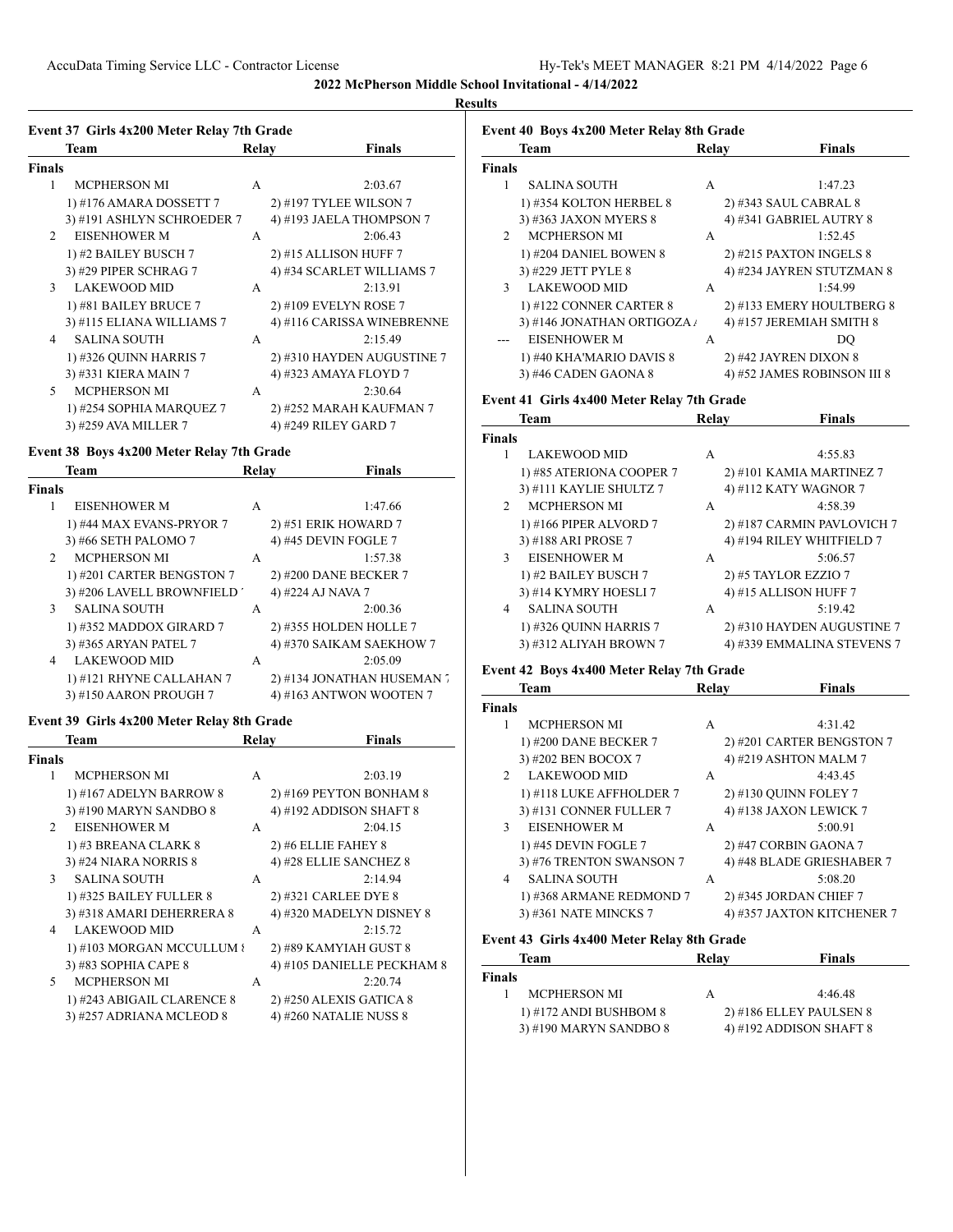**2022 McPherson Middle School Invitational - 4/14/2022**

**Results**

### Event 37 Girls 4x200 Meter Relay 7th Grade

| | Team | Relay | Finals |
|---|---|---|---|
| **Finals** | | | |
| 1 | MCPHERSON MI | A | 2:03.67 |
| | 1) #176 AMARA DOSSETT 7 | 2) #197 TYLEE WILSON 7 | |
| | 3) #191 ASHLYN SCHROEDER 7 | 4) #193 JAELA THOMPSON 7 | |
| 2 | EISENHOWER M | A | 2:06.43 |
| | 1) #2 BAILEY BUSCH 7 | 2) #15 ALLISON HUFF 7 | |
| | 3) #29 PIPER SCHRAG 7 | 4) #34 SCARLET WILLIAMS 7 | |
| 3 | LAKEWOOD MID | A | 2:13.91 |
| | 1) #81 BAILEY BRUCE 7 | 2) #109 EVELYN ROSE 7 | |
| | 3) #115 ELIANA WILLIAMS 7 | 4) #116 CARISSA WINEBRENNE | |
| 4 | SALINA SOUTH | A | 2:15.49 |
| | 1) #326 QUINN HARRIS 7 | 2) #310 HAYDEN AUGUSTINE 7 | |
| | 3) #331 KIERA MAIN 7 | 4) #323 AMAYA FLOYD 7 | |
| 5 | MCPHERSON MI | A | 2:30.64 |
| | 1) #254 SOPHIA MARQUEZ 7 | 2) #252 MARAH KAUFMAN 7 | |
| | 3) #259 AVA MILLER 7 | 4) #249 RILEY GARD 7 | |

### Event 38 Boys 4x200 Meter Relay 7th Grade

| | Team | Relay | Finals |
|---|---|---|---|
| **Finals** | | | |
| 1 | EISENHOWER M | A | 1:47.66 |
| | 1) #44 MAX EVANS-PRYOR 7 | 2) #51 ERIK HOWARD 7 | |
| | 3) #66 SETH PALOMO 7 | 4) #45 DEVIN FOGLE 7 | |
| 2 | MCPHERSON MI | A | 1:57.38 |
| | 1) #201 CARTER BENGSTON 7 | 2) #200 DANE BECKER 7 | |
| | 3) #206 LAVELL BROWNFIELD | 4) #224 AJ NAVA 7 | |
| 3 | SALINA SOUTH | A | 2:00.36 |
| | 1) #352 MADDOX GIRARD 7 | 2) #355 HOLDEN HOLLE 7 | |
| | 3) #365 ARYAN PATEL 7 | 4) #370 SAIKAM SAEKHOW 7 | |
| 4 | LAKEWOOD MID | A | 2:05.09 |
| | 1) #121 RHYNE CALLAHAN 7 | 2) #134 JONATHAN HUSEMAN 7 | |
| | 3) #150 AARON PROUGH 7 | 4) #163 ANTWON WOOTEN 7 | |

### Event 39 Girls 4x200 Meter Relay 8th Grade

| | Team | Relay | Finals |
|---|---|---|---|
| **Finals** | | | |
| 1 | MCPHERSON MI | A | 2:03.19 |
| | 1) #167 ADELYN BARROW 8 | 2) #169 PEYTON BONHAM 8 | |
| | 3) #190 MARYN SANDBO 8 | 4) #192 ADDISON SHAFT 8 | |
| 2 | EISENHOWER M | A | 2:04.15 |
| | 1) #3 BREANA CLARK 8 | 2) #6 ELLIE FAHEY 8 | |
| | 3) #24 NIARA NORRIS 8 | 4) #28 ELLIE SANCHEZ 8 | |
| 3 | SALINA SOUTH | A | 2:14.94 |
| | 1) #325 BAILEY FULLER 8 | 2) #321 CARLEE DYE 8 | |
| | 3) #318 AMARI DEHERRERA 8 | 4) #320 MADELYN DISNEY 8 | |
| 4 | LAKEWOOD MID | A | 2:15.72 |
| | 1) #103 MORGAN MCCULLUM 8 | 2) #89 KAMYIAH GUST 8 | |
| | 3) #83 SOPHIA CAPE 8 | 4) #105 DANIELLE PECKHAM 8 | |
| 5 | MCPHERSON MI | A | 2:20.74 |
| | 1) #243 ABIGAIL CLARENCE 8 | 2) #250 ALEXIS GATICA 8 | |
| | 3) #257 ADRIANA MCLEOD 8 | 4) #260 NATALIE NUSS 8 | |

### Event 40 Boys 4x200 Meter Relay 8th Grade

| | Team | Relay | Finals |
|---|---|---|---|
| **Finals** | | | |
| 1 | SALINA SOUTH | A | 1:47.23 |
| | 1) #354 KOLTON HERBEL 8 | 2) #343 SAUL CABRAL 8 | |
| | 3) #363 JAXON MYERS 8 | 4) #341 GABRIEL AUTRY 8 | |
| 2 | MCPHERSON MI | A | 1:52.45 |
| | 1) #204 DANIEL BOWEN 8 | 2) #215 PAXTON INGELS 8 | |
| | 3) #229 JETT PYLE 8 | 4) #234 JAYREN STUTZMAN 8 | |
| 3 | LAKEWOOD MID | A | 1:54.99 |
| | 1) #122 CONNER CARTER 8 | 2) #133 EMERY HOULTBERG 8 | |
| | 3) #146 JONATHAN ORTIGOZA | 4) #157 JEREMIAH SMITH 8 | |
| --- | EISENHOWER M | A | DQ |
| | 1) #40 KHA'MARIO DAVIS 8 | 2) #42 JAYREN DIXON 8 | |
| | 3) #46 CADEN GAONA 8 | 4) #52 JAMES ROBINSON III 8 | |

### Event 41 Girls 4x400 Meter Relay 7th Grade

| | Team | Relay | Finals |
|---|---|---|---|
| **Finals** | | | |
| 1 | LAKEWOOD MID | A | 4:55.83 |
| | 1) #85 ATERIONA COOPER 7 | 2) #101 KAMIA MARTINEZ 7 | |
| | 3) #111 KAYLIE SHULTZ 7 | 4) #112 KATY WAGNOR 7 | |
| 2 | MCPHERSON MI | A | 4:58.39 |
| | 1) #166 PIPER ALVORD 7 | 2) #187 CARMIN PAVLOVICH 7 | |
| | 3) #188 ARI PROSE 7 | 4) #194 RILEY WHITFIELD 7 | |
| 3 | EISENHOWER M | A | 5:06.57 |
| | 1) #2 BAILEY BUSCH 7 | 2) #5 TAYLOR EZZIO 7 | |
| | 3) #14 KYMRY HOESLI 7 | 4) #15 ALLISON HUFF 7 | |
| 4 | SALINA SOUTH | A | 5:19.42 |
| | 1) #326 QUINN HARRIS 7 | 2) #310 HAYDEN AUGUSTINE 7 | |
| | 3) #312 ALIYAH BROWN 7 | 4) #339 EMMALINA STEVENS 7 | |

### Event 42 Boys 4x400 Meter Relay 7th Grade

| | Team | Relay | Finals |
|---|---|---|---|
| **Finals** | | | |
| 1 | MCPHERSON MI | A | 4:31.42 |
| | 1) #200 DANE BECKER 7 | 2) #201 CARTER BENGSTON 7 | |
| | 3) #202 BEN BOCOX 7 | 4) #219 ASHTON MALM 7 | |
| 2 | LAKEWOOD MID | A | 4:43.45 |
| | 1) #118 LUKE AFFHOLDER 7 | 2) #130 QUINN FOLEY 7 | |
| | 3) #131 CONNER FULLER 7 | 4) #138 JAXON LEWICK 7 | |
| 3 | EISENHOWER M | A | 5:00.91 |
| | 1) #45 DEVIN FOGLE 7 | 2) #47 CORBIN GAONA 7 | |
| | 3) #76 TRENTON SWANSON 7 | 4) #48 BLADE GRIESHABER 7 | |
| 4 | SALINA SOUTH | A | 5:08.20 |
| | 1) #368 ARMANE REDMOND 7 | 2) #345 JORDAN CHIEF 7 | |
| | 3) #361 NATE MINCKS 7 | 4) #357 JAXTON KITCHENER 7 | |

### Event 43 Girls 4x400 Meter Relay 8th Grade

| | Team | Relay | Finals |
|---|---|---|---|
| **Finals** | | | |
| 1 | MCPHERSON MI | A | 4:46.48 |
| | 1) #172 ANDI BUSHBOM 8 | 2) #186 ELLEY PAULSEN 8 | |
| | 3) #190 MARYN SANDBO 8 | 4) #192 ADDISON SHAFT 8 | |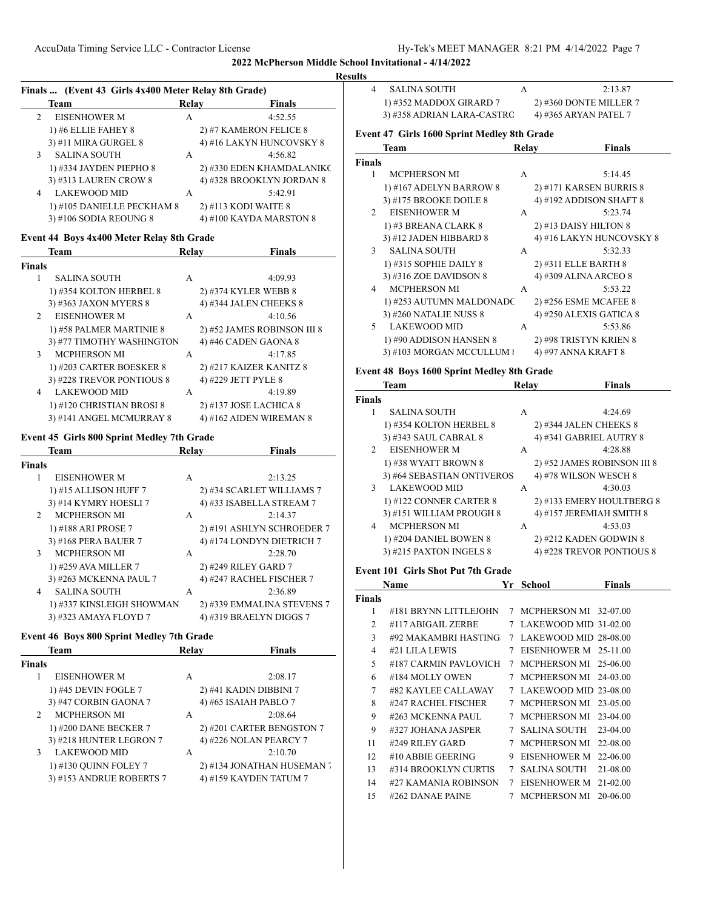## 2022 McPherson Middle School Invitational - 4/14/2022

### Results

**Finals ... (Event 43 Girls 4x400 Meter Relay 8th Grade)**

| | Team | Relay | Finals |
|---|---|---|---|
| 2 | EISENHOWER M | A | 4:52.55 |
| | 1) #6 ELLIE FAHEY 8 | 2) #7 KAMERON FELICE 8 | |
| | 3) #11 MIRA GURGEL 8 | 4) #16 LAKYN HUNCOVSKY 8 | |
| 3 | SALINA SOUTH | A | 4:56.82 |
| | 1) #334 JAYDEN PIEPHO 8 | 2) #330 EDEN KHAMDALANIKC | |
| | 3) #313 LAUREN CROW 8 | 4) #328 BROOKLYN JORDAN 8 | |
| 4 | LAKEWOOD MID | A | 5:42.91 |
| | 1) #105 DANIELLE PECKHAM 8 | 2) #113 KODI WAITE 8 | |
| | 3) #106 SODIA REOUNG 8 | 4) #100 KAYDA MARSTON 8 | |

### Event 44 Boys 4x400 Meter Relay 8th Grade

| | Team | Relay | Finals |
|---|---|---|---|
| **Finals** | | | |
| 1 | SALINA SOUTH | A | 4:09.93 |
| | 1) #354 KOLTON HERBEL 8 | 2) #374 KYLER WEBB 8 | |
| | 3) #363 JAXON MYERS 8 | 4) #344 JALEN CHEEKS 8 | |
| 2 | EISENHOWER M | A | 4:10.56 |
| | 1) #58 PALMER MARTINIE 8 | 2) #52 JAMES ROBINSON III 8 | |
| | 3) #77 TIMOTHY WASHINGTON | 4) #46 CADEN GAONA 8 | |
| 3 | MCPHERSON MI | A | 4:17.85 |
| | 1) #203 CARTER BOESKER 8 | 2) #217 KAIZER KANITZ 8 | |
| | 3) #228 TREVOR PONTIOUS 8 | 4) #229 JETT PYLE 8 | |
| 4 | LAKEWOOD MID | A | 4:19.89 |
| | 1) #120 CHRISTIAN BROSI 8 | 2) #137 JOSE LACHICA 8 | |
| | 3) #141 ANGEL MCMURRAY 8 | 4) #162 AIDEN WIREMAN 8 | |

### Event 45 Girls 800 Sprint Medley 7th Grade

| | Team | Relay | Finals |
|---|---|---|---|
| **Finals** | | | |
| 1 | EISENHOWER M | A | 2:13.25 |
| | 1) #15 ALLISON HUFF 7 | 2) #34 SCARLET WILLIAMS 7 | |
| | 3) #14 KYMRY HOESLI 7 | 4) #33 ISABELLA STREAM 7 | |
| 2 | MCPHERSON MI | A | 2:14.37 |
| | 1) #188 ARI PROSE 7 | 2) #191 ASHLYN SCHROEDER 7 | |
| | 3) #168 PERA BAUER 7 | 4) #174 LONDYN DIETRICH 7 | |
| 3 | MCPHERSON MI | A | 2:28.70 |
| | 1) #259 AVA MILLER 7 | 2) #249 RILEY GARD 7 | |
| | 3) #263 MCKENNA PAUL 7 | 4) #247 RACHEL FISCHER 7 | |
| 4 | SALINA SOUTH | A | 2:36.89 |
| | 1) #337 KINSLEIGH SHOWMAN | 2) #339 EMMALINA STEVENS 7 | |
| | 3) #323 AMAYA FLOYD 7 | 4) #319 BRAELYN DIGGS 7 | |

### Event 46 Boys 800 Sprint Medley 7th Grade

| | Team | Relay | Finals |
|---|---|---|---|
| **Finals** | | | |
| 1 | EISENHOWER M | A | 2:08.17 |
| | 1) #45 DEVIN FOGLE 7 | 2) #41 KADIN DIBBINI 7 | |
| | 3) #47 CORBIN GAONA 7 | 4) #65 ISAIAH PABLO 7 | |
| 2 | MCPHERSON MI | A | 2:08.64 |
| | 1) #200 DANE BECKER 7 | 2) #201 CARTER BENGSTON 7 | |
| | 3) #218 HUNTER LEGRON 7 | 4) #226 NOLAN PEARCY 7 | |
| 3 | LAKEWOOD MID | A | 2:10.70 |
| | 1) #130 QUINN FOLEY 7 | 2) #134 JONATHAN HUSEMAN 7 | |
| | 3) #153 ANDRUE ROBERTS 7 | 4) #159 KAYDEN TATUM 7 | |
| 4 | SALINA SOUTH | A | 2:13.87 |
| | 1) #352 MADDOX GIRARD 7 | 2) #360 DONTE MILLER 7 | |
| | 3) #358 ADRIAN LARA-CASTRC | 4) #365 ARYAN PATEL 7 | |

### Event 47 Girls 1600 Sprint Medley 8th Grade

| | Team | Relay | Finals |
|---|---|---|---|
| **Finals** | | | |
| 1 | MCPHERSON MI | A | 5:14.45 |
| | 1) #167 ADELYN BARROW 8 | 2) #171 KARSEN BURRIS 8 | |
| | 3) #175 BROOKE DOILE 8 | 4) #192 ADDISON SHAFT 8 | |
| 2 | EISENHOWER M | A | 5:23.74 |
| | 1) #3 BREANA CLARK 8 | 2) #13 DAISY HILTON 8 | |
| | 3) #12 JADEN HIBBARD 8 | 4) #16 LAKYN HUNCOVSKY 8 | |
| 3 | SALINA SOUTH | A | 5:32.33 |
| | 1) #315 SOPHIE DAILY 8 | 2) #311 ELLE BARTH 8 | |
| | 3) #316 ZOE DAVIDSON 8 | 4) #309 ALINA ARCEO 8 | |
| 4 | MCPHERSON MI | A | 5:53.22 |
| | 1) #253 AUTUMN MALDONADC | 2) #256 ESME MCAFEE 8 | |
| | 3) #260 NATALIE NUSS 8 | 4) #250 ALEXIS GATICA 8 | |
| 5 | LAKEWOOD MID | A | 5:53.86 |
| | 1) #90 ADDISON HANSEN 8 | 2) #98 TRISTYN KRIEN 8 | |
| | 3) #103 MORGAN MCCULLUM 8 | 4) #97 ANNA KRAFT 8 | |

### Event 48 Boys 1600 Sprint Medley 8th Grade

| | Team | Relay | Finals |
|---|---|---|---|
| **Finals** | | | |
| 1 | SALINA SOUTH | A | 4:24.69 |
| | 1) #354 KOLTON HERBEL 8 | 2) #344 JALEN CHEEKS 8 | |
| | 3) #343 SAUL CABRAL 8 | 4) #341 GABRIEL AUTRY 8 | |
| 2 | EISENHOWER M | A | 4:28.88 |
| | 1) #38 WYATT BROWN 8 | 2) #52 JAMES ROBINSON III 8 | |
| | 3) #64 SEBASTIAN ONTIVEROS | 4) #78 WILSON WESCH 8 | |
| 3 | LAKEWOOD MID | A | 4:30.03 |
| | 1) #122 CONNER CARTER 8 | 2) #133 EMERY HOULTBERG 8 | |
| | 3) #151 WILLIAM PROUGH 8 | 4) #157 JEREMIAH SMITH 8 | |
| 4 | MCPHERSON MI | A | 4:53.03 |
| | 1) #204 DANIEL BOWEN 8 | 2) #212 KADEN GODWIN 8 | |
| | 3) #215 PAXTON INGELS 8 | 4) #228 TREVOR PONTIOUS 8 | |

### Event 101 Girls Shot Put 7th Grade

| | Name | Yr | School | Finals |
|---|---|---|---|---|
| **Finals** | | | | |
| 1 | #181 BRYNN LITTLEJOHN | 7 | MCPHERSON MI | 32-07.00 |
| 2 | #117 ABIGAIL ZERBE | 7 | LAKEWOOD MID | 31-02.00 |
| 3 | #92 MAKAMBRI HASTING | 7 | LAKEWOOD MID | 28-08.00 |
| 4 | #21 LILA LEWIS | 7 | EISENHOWER M | 25-11.00 |
| 5 | #187 CARMIN PAVLOVICH | 7 | MCPHERSON MI | 25-06.00 |
| 6 | #184 MOLLY OWEN | 7 | MCPHERSON MI | 24-03.00 |
| 7 | #82 KAYLEE CALLAWAY | 7 | LAKEWOOD MID | 23-08.00 |
| 8 | #247 RACHEL FISCHER | 7 | MCPHERSON MI | 23-05.00 |
| 9 | #263 MCKENNA PAUL | 7 | MCPHERSON MI | 23-04.00 |
| 9 | #327 JOHANA JASPER | 7 | SALINA SOUTH | 23-04.00 |
| 11 | #249 RILEY GARD | 7 | MCPHERSON MI | 22-08.00 |
| 12 | #10 ABBIE GEERING | 9 | EISENHOWER M | 22-06.00 |
| 13 | #314 BROOKLYN CURTIS | 7 | SALINA SOUTH | 21-08.00 |
| 14 | #27 KAMANIA ROBINSON | 7 | EISENHOWER M | 21-02.00 |
| 15 | #262 DANAE PAINE | 7 | MCPHERSON MI | 20-06.00 |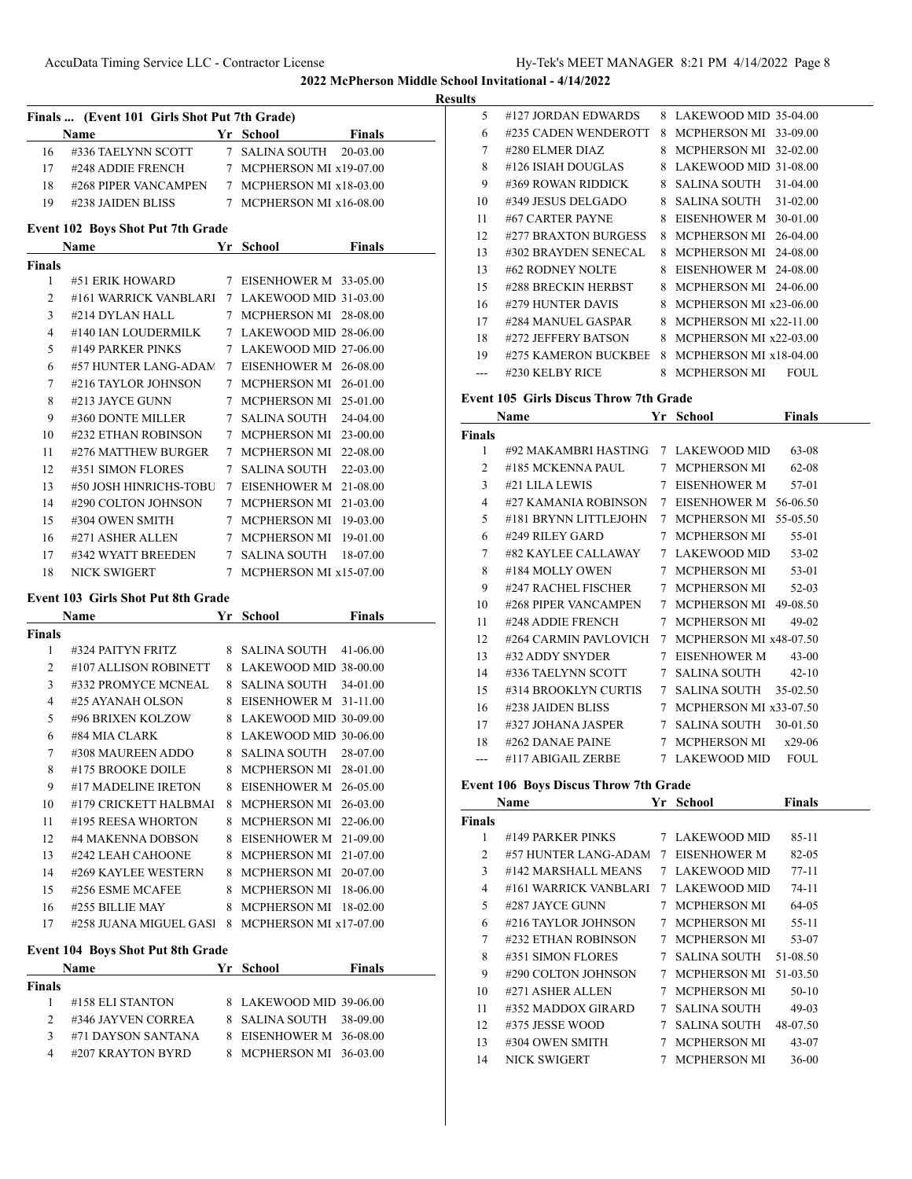**2022 McPherson Middle School Invitational - 4/14/2022**

**Results**

### Finals ... (Event 101 Girls Shot Put 7th Grade)

| | Name | Yr | School | Finals |
|---|---|---|---|---|
| 16 | #336 TAELYNN SCOTT | 7 | SALINA SOUTH | 20-03.00 |
| 17 | #248 ADDIE FRENCH | 7 | MCPHERSON MI | x19-07.00 |
| 18 | #268 PIPER VANCAMPEN | 7 | MCPHERSON MI | x18-03.00 |
| 19 | #238 JAIDEN BLISS | 7 | MCPHERSON MI | x16-08.00 |

### Event 102 Boys Shot Put 7th Grade

| | Name | Yr | School | Finals |
|---|---|---|---|---|
| **Finals** | | | | |
| 1 | #51 ERIK HOWARD | 7 | EISENHOWER M | 33-05.00 |
| 2 | #161 WARRICK VANBLARI | 7 | LAKEWOOD MID | 31-03.00 |
| 3 | #214 DYLAN HALL | 7 | MCPHERSON MI | 28-08.00 |
| 4 | #140 IAN LOUDERMILK | 7 | LAKEWOOD MID | 28-06.00 |
| 5 | #149 PARKER PINKS | 7 | LAKEWOOD MID | 27-06.00 |
| 6 | #57 HUNTER LANG-ADAM | 7 | EISENHOWER M | 26-08.00 |
| 7 | #216 TAYLOR JOHNSON | 7 | MCPHERSON MI | 26-01.00 |
| 8 | #213 JAYCE GUNN | 7 | MCPHERSON MI | 25-01.00 |
| 9 | #360 DONTE MILLER | 7 | SALINA SOUTH | 24-04.00 |
| 10 | #232 ETHAN ROBINSON | 7 | MCPHERSON MI | 23-00.00 |
| 11 | #276 MATTHEW BURGER | 7 | MCPHERSON MI | 22-08.00 |
| 12 | #351 SIMON FLORES | 7 | SALINA SOUTH | 22-03.00 |
| 13 | #50 JOSH HINRICHS-TOBU | 7 | EISENHOWER M | 21-08.00 |
| 14 | #290 COLTON JOHNSON | 7 | MCPHERSON MI | 21-03.00 |
| 15 | #304 OWEN SMITH | 7 | MCPHERSON MI | 19-03.00 |
| 16 | #271 ASHER ALLEN | 7 | MCPHERSON MI | 19-01.00 |
| 17 | #342 WYATT BREEDEN | 7 | SALINA SOUTH | 18-07.00 |
| 18 | NICK SWIGERT | 7 | MCPHERSON MI | x15-07.00 |

### Event 103 Girls Shot Put 8th Grade

| | Name | Yr | School | Finals |
|---|---|---|---|---|
| **Finals** | | | | |
| 1 | #324 PAITYN FRITZ | 8 | SALINA SOUTH | 41-06.00 |
| 2 | #107 ALLISON ROBINETT | 8 | LAKEWOOD MID | 38-00.00 |
| 3 | #332 PROMYCE MCNEAL | 8 | SALINA SOUTH | 34-01.00 |
| 4 | #25 AYANAH OLSON | 8 | EISENHOWER M | 31-11.00 |
| 5 | #96 BRIXEN KOLZOW | 8 | LAKEWOOD MID | 30-09.00 |
| 6 | #84 MIA CLARK | 8 | LAKEWOOD MID | 30-06.00 |
| 7 | #308 MAUREEN ADDO | 8 | SALINA SOUTH | 28-07.00 |
| 8 | #175 BROOKE DOILE | 8 | MCPHERSON MI | 28-01.00 |
| 9 | #17 MADELINE IRETON | 8 | EISENHOWER M | 26-05.00 |
| 10 | #179 CRICKETT HALBMAI | 8 | MCPHERSON MI | 26-03.00 |
| 11 | #195 REESA WHORTON | 8 | MCPHERSON MI | 22-06.00 |
| 12 | #4 MAKENNA DOBSON | 8 | EISENHOWER M | 21-09.00 |
| 13 | #242 LEAH CAHOONE | 8 | MCPHERSON MI | 21-07.00 |
| 14 | #269 KAYLEE WESTERN | 8 | MCPHERSON MI | 20-07.00 |
| 15 | #256 ESME MCAFEE | 8 | MCPHERSON MI | 18-06.00 |
| 16 | #255 BILLIE MAY | 8 | MCPHERSON MI | 18-02.00 |
| 17 | #258 JUANA MIGUEL GASI | 8 | MCPHERSON MI | x17-07.00 |

### Event 104 Boys Shot Put 8th Grade

| | Name | Yr | School | Finals |
|---|---|---|---|---|
| **Finals** | | | | |
| 1 | #158 ELI STANTON | 8 | LAKEWOOD MID | 39-06.00 |
| 2 | #346 JAYVEN CORREA | 8 | SALINA SOUTH | 38-09.00 |
| 3 | #71 DAYSON SANTANA | 8 | EISENHOWER M | 36-08.00 |
| 4 | #207 KRAYTON BYRD | 8 | MCPHERSON MI | 36-03.00 |
| 5 | #127 JORDAN EDWARDS | 8 | LAKEWOOD MID | 35-04.00 |
| 6 | #235 CADEN WENDEROTT | 8 | MCPHERSON MI | 33-09.00 |
| 7 | #280 ELMER DIAZ | 8 | MCPHERSON MI | 32-02.00 |
| 8 | #126 ISIAH DOUGLAS | 8 | LAKEWOOD MID | 31-08.00 |
| 9 | #369 ROWAN RIDDICK | 8 | SALINA SOUTH | 31-04.00 |
| 10 | #349 JESUS DELGADO | 8 | SALINA SOUTH | 31-02.00 |
| 11 | #67 CARTER PAYNE | 8 | EISENHOWER M | 30-01.00 |
| 12 | #277 BRAXTON BURGESS | 8 | MCPHERSON MI | 26-04.00 |
| 13 | #302 BRAYDEN SENECAL | 8 | MCPHERSON MI | 24-08.00 |
| 13 | #62 RODNEY NOLTE | 8 | EISENHOWER M | 24-08.00 |
| 15 | #288 BRECKIN HERBST | 8 | MCPHERSON MI | 24-06.00 |
| 16 | #279 HUNTER DAVIS | 8 | MCPHERSON MI | x23-06.00 |
| 17 | #284 MANUEL GASPAR | 8 | MCPHERSON MI | x22-11.00 |
| 18 | #272 JEFFERY BATSON | 8 | MCPHERSON MI | x22-03.00 |
| 19 | #275 KAMERON BUCKBEE | 8 | MCPHERSON MI | x18-04.00 |
| --- | #230 KELBY RICE | 8 | MCPHERSON MI | FOUL |

### Event 105 Girls Discus Throw 7th Grade

| | Name | Yr | School | Finals |
|---|---|---|---|---|
| **Finals** | | | | |
| 1 | #92 MAKAMBRI HASTING | 7 | LAKEWOOD MID | 63-08 |
| 2 | #185 MCKENNA PAUL | 7 | MCPHERSON MI | 62-08 |
| 3 | #21 LILA LEWIS | 7 | EISENHOWER M | 57-01 |
| 4 | #27 KAMANIA ROBINSON | 7 | EISENHOWER M | 56-06.50 |
| 5 | #181 BRYNN LITTLEJOHN | 7 | MCPHERSON MI | 55-05.50 |
| 6 | #249 RILEY GARD | 7 | MCPHERSON MI | 55-01 |
| 7 | #82 KAYLEE CALLAWAY | 7 | LAKEWOOD MID | 53-02 |
| 8 | #184 MOLLY OWEN | 7 | MCPHERSON MI | 53-01 |
| 9 | #247 RACHEL FISCHER | 7 | MCPHERSON MI | 52-03 |
| 10 | #268 PIPER VANCAMPEN | 7 | MCPHERSON MI | 49-08.50 |
| 11 | #248 ADDIE FRENCH | 7 | MCPHERSON MI | 49-02 |
| 12 | #264 CARMIN PAVLOVICH | 7 | MCPHERSON MI | x48-07.50 |
| 13 | #32 ADDY SNYDER | 7 | EISENHOWER M | 43-00 |
| 14 | #336 TAELYNN SCOTT | 7 | SALINA SOUTH | 42-10 |
| 15 | #314 BROOKLYN CURTIS | 7 | SALINA SOUTH | 35-02.50 |
| 16 | #238 JAIDEN BLISS | 7 | MCPHERSON MI | x33-07.50 |
| 17 | #327 JOHANA JASPER | 7 | SALINA SOUTH | 30-01.50 |
| 18 | #262 DANAE PAINE | 7 | MCPHERSON MI | x29-06 |
| --- | #117 ABIGAIL ZERBE | 7 | LAKEWOOD MID | FOUL |

### Event 106 Boys Discus Throw 7th Grade

| | Name | Yr | School | Finals |
|---|---|---|---|---|
| **Finals** | | | | |
| 1 | #149 PARKER PINKS | 7 | LAKEWOOD MID | 85-11 |
| 2 | #57 HUNTER LANG-ADAM | 7 | EISENHOWER M | 82-05 |
| 3 | #142 MARSHALL MEANS | 7 | LAKEWOOD MID | 77-11 |
| 4 | #161 WARRICK VANBLARI | 7 | LAKEWOOD MID | 74-11 |
| 5 | #287 JAYCE GUNN | 7 | MCPHERSON MI | 64-05 |
| 6 | #216 TAYLOR JOHNSON | 7 | MCPHERSON MI | 55-11 |
| 7 | #232 ETHAN ROBINSON | 7 | MCPHERSON MI | 53-07 |
| 8 | #351 SIMON FLORES | 7 | SALINA SOUTH | 51-08.50 |
| 9 | #290 COLTON JOHNSON | 7 | MCPHERSON MI | 51-03.50 |
| 10 | #271 ASHER ALLEN | 7 | MCPHERSON MI | 50-10 |
| 11 | #352 MADDOX GIRARD | 7 | SALINA SOUTH | 49-03 |
| 12 | #375 JESSE WOOD | 7 | SALINA SOUTH | 48-07.50 |
| 13 | #304 OWEN SMITH | 7 | MCPHERSON MI | 43-07 |
| 14 | NICK SWIGERT | 7 | MCPHERSON MI | 36-00 |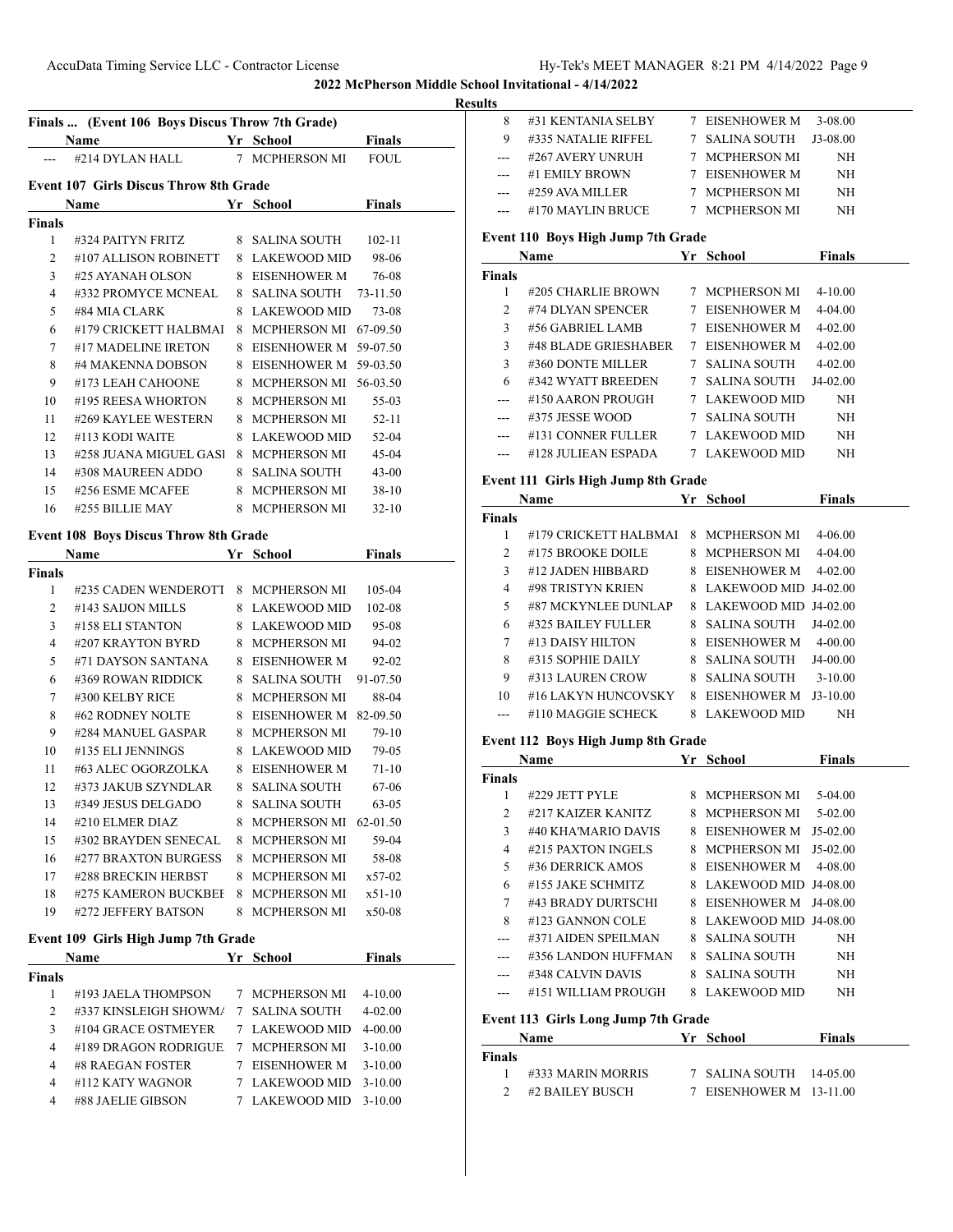## 2022 McPherson Middle School Invitational - 4/14/2022

### Results

### Finals ... (Event 106 Boys Discus Throw 7th Grade)

| | Name | Yr | School | Finals |
|---|---|---|---|---|
| --- | #214 DYLAN HALL | 7 | MCPHERSON MI | FOUL |

### Event 107 Girls Discus Throw 8th Grade

| | Name | Yr | School | Finals |
|---|---|---|---|---|
| **Finals** | | | | |
| 1 | #324 PAITYN FRITZ | 8 | SALINA SOUTH | 102-11 |
| 2 | #107 ALLISON ROBINETT | 8 | LAKEWOOD MID | 98-06 |
| 3 | #25 AYANAH OLSON | 8 | EISENHOWER M | 76-08 |
| 4 | #332 PROMYCE MCNEAL | 8 | SALINA SOUTH | 73-11.50 |
| 5 | #84 MIA CLARK | 8 | LAKEWOOD MID | 73-08 |
| 6 | #179 CRICKETT HALBMAI | 8 | MCPHERSON MI | 67-09.50 |
| 7 | #17 MADELINE IRETON | 8 | EISENHOWER M | 59-07.50 |
| 8 | #4 MAKENNA DOBSON | 8 | EISENHOWER M | 59-03.50 |
| 9 | #173 LEAH CAHOONE | 8 | MCPHERSON MI | 56-03.50 |
| 10 | #195 REESA WHORTON | 8 | MCPHERSON MI | 55-03 |
| 11 | #269 KAYLEE WESTERN | 8 | MCPHERSON MI | 52-11 |
| 12 | #113 KODI WAITE | 8 | LAKEWOOD MID | 52-04 |
| 13 | #258 JUANA MIGUEL GASI | 8 | MCPHERSON MI | 45-04 |
| 14 | #308 MAUREEN ADDO | 8 | SALINA SOUTH | 43-00 |
| 15 | #256 ESME MCAFEE | 8 | MCPHERSON MI | 38-10 |
| 16 | #255 BILLIE MAY | 8 | MCPHERSON MI | 32-10 |

### Event 108 Boys Discus Throw 8th Grade

| | Name | Yr | School | Finals |
|---|---|---|---|---|
| **Finals** | | | | |
| 1 | #235 CADEN WENDEROTT | 8 | MCPHERSON MI | 105-04 |
| 2 | #143 SAIJON MILLS | 8 | LAKEWOOD MID | 102-08 |
| 3 | #158 ELI STANTON | 8 | LAKEWOOD MID | 95-08 |
| 4 | #207 KRAYTON BYRD | 8 | MCPHERSON MI | 94-02 |
| 5 | #71 DAYSON SANTANA | 8 | EISENHOWER M | 92-02 |
| 6 | #369 ROWAN RIDDICK | 8 | SALINA SOUTH | 91-07.50 |
| 7 | #300 KELBY RICE | 8 | MCPHERSON MI | 88-04 |
| 8 | #62 RODNEY NOLTE | 8 | EISENHOWER M | 82-09.50 |
| 9 | #284 MANUEL GASPAR | 8 | MCPHERSON MI | 79-10 |
| 10 | #135 ELI JENNINGS | 8 | LAKEWOOD MID | 79-05 |
| 11 | #63 ALEC OGORZOLKA | 8 | EISENHOWER M | 71-10 |
| 12 | #373 JAKUB SZYNDLAR | 8 | SALINA SOUTH | 67-06 |
| 13 | #349 JESUS DELGADO | 8 | SALINA SOUTH | 63-05 |
| 14 | #210 ELMER DIAZ | 8 | MCPHERSON MI | 62-01.50 |
| 15 | #302 BRAYDEN SENECAL | 8 | MCPHERSON MI | 59-04 |
| 16 | #277 BRAXTON BURGESS | 8 | MCPHERSON MI | 58-08 |
| 17 | #288 BRECKIN HERBST | 8 | MCPHERSON MI | x57-02 |
| 18 | #275 KAMERON BUCKBEE | 8 | MCPHERSON MI | x51-10 |
| 19 | #272 JEFFERY BATSON | 8 | MCPHERSON MI | x50-08 |

### Event 109 Girls High Jump 7th Grade

| | Name | Yr | School | Finals |
|---|---|---|---|---|
| **Finals** | | | | |
| 1 | #193 JAELA THOMPSON | 7 | MCPHERSON MI | 4-10.00 |
| 2 | #337 KINSLEIGH SHOWMA | 7 | SALINA SOUTH | 4-02.00 |
| 3 | #104 GRACE OSTMEYER | 7 | LAKEWOOD MID | 4-00.00 |
| 4 | #189 DRAGON RODRIGUE | 7 | MCPHERSON MI | 3-10.00 |
| 4 | #8 RAEGAN FOSTER | 7 | EISENHOWER M | 3-10.00 |
| 4 | #112 KATY WAGNOR | 7 | LAKEWOOD MID | 3-10.00 |
| 4 | #88 JAELIE GIBSON | 7 | LAKEWOOD MID | 3-10.00 |
| 8 | #31 KENTANIA SELBY | 7 | EISENHOWER M | 3-08.00 |
| 9 | #335 NATALIE RIFFEL | 7 | SALINA SOUTH | J3-08.00 |
| --- | #267 AVERY UNRUH | 7 | MCPHERSON MI | NH |
| --- | #1 EMILY BROWN | 7 | EISENHOWER M | NH |
| --- | #259 AVA MILLER | 7 | MCPHERSON MI | NH |
| --- | #170 MAYLIN BRUCE | 7 | MCPHERSON MI | NH |

### Event 110 Boys High Jump 7th Grade

| | Name | Yr | School | Finals |
|---|---|---|---|---|
| **Finals** | | | | |
| 1 | #205 CHARLIE BROWN | 7 | MCPHERSON MI | 4-10.00 |
| 2 | #74 DLYAN SPENCER | 7 | EISENHOWER M | 4-04.00 |
| 3 | #56 GABRIEL LAMB | 7 | EISENHOWER M | 4-02.00 |
| 3 | #48 BLADE GRIESHABER | 7 | EISENHOWER M | 4-02.00 |
| 3 | #360 DONTE MILLER | 7 | SALINA SOUTH | 4-02.00 |
| 6 | #342 WYATT BREEDEN | 7 | SALINA SOUTH | J4-02.00 |
| --- | #150 AARON PROUGH | 7 | LAKEWOOD MID | NH |
| --- | #375 JESSE WOOD | 7 | SALINA SOUTH | NH |
| --- | #131 CONNER FULLER | 7 | LAKEWOOD MID | NH |
| --- | #128 JULIEAN ESPADA | 7 | LAKEWOOD MID | NH |

### Event 111 Girls High Jump 8th Grade

| | Name | Yr | School | Finals |
|---|---|---|---|---|
| **Finals** | | | | |
| 1 | #179 CRICKETT HALBMAI | 8 | MCPHERSON MI | 4-06.00 |
| 2 | #175 BROOKE DOILE | 8 | MCPHERSON MI | 4-04.00 |
| 3 | #12 JADEN HIBBARD | 8 | EISENHOWER M | 4-02.00 |
| 4 | #98 TRISTYN KRIEN | 8 | LAKEWOOD MID | J4-02.00 |
| 5 | #87 MCKYNLEE DUNLAP | 8 | LAKEWOOD MID | J4-02.00 |
| 6 | #325 BAILEY FULLER | 8 | SALINA SOUTH | J4-02.00 |
| 7 | #13 DAISY HILTON | 8 | EISENHOWER M | 4-00.00 |
| 8 | #315 SOPHIE DAILY | 8 | SALINA SOUTH | J4-00.00 |
| 9 | #313 LAUREN CROW | 8 | SALINA SOUTH | 3-10.00 |
| 10 | #16 LAKYN HUNCOVSKY | 8 | EISENHOWER M | J3-10.00 |
| --- | #110 MAGGIE SCHECK | 8 | LAKEWOOD MID | NH |

### Event 112 Boys High Jump 8th Grade

| | Name | Yr | School | Finals |
|---|---|---|---|---|
| **Finals** | | | | |
| 1 | #229 JETT PYLE | 8 | MCPHERSON MI | 5-04.00 |
| 2 | #217 KAIZER KANITZ | 8 | MCPHERSON MI | 5-02.00 |
| 3 | #40 KHA'MARIO DAVIS | 8 | EISENHOWER M | J5-02.00 |
| 4 | #215 PAXTON INGELS | 8 | MCPHERSON MI | J5-02.00 |
| 5 | #36 DERRICK AMOS | 8 | EISENHOWER M | 4-08.00 |
| 6 | #155 JAKE SCHMITZ | 8 | LAKEWOOD MID | J4-08.00 |
| 7 | #43 BRADY DURTSCHI | 8 | EISENHOWER M | J4-08.00 |
| 8 | #123 GANNON COLE | 8 | LAKEWOOD MID | J4-08.00 |
| --- | #371 AIDEN SPEILMAN | 8 | SALINA SOUTH | NH |
| --- | #356 LANDON HUFFMAN | 8 | SALINA SOUTH | NH |
| --- | #348 CALVIN DAVIS | 8 | SALINA SOUTH | NH |
| --- | #151 WILLIAM PROUGH | 8 | LAKEWOOD MID | NH |

### Event 113 Girls Long Jump 7th Grade

| | Name | Yr | School | Finals |
|---|---|---|---|---|
| **Finals** | | | | |
| 1 | #333 MARIN MORRIS | 7 | SALINA SOUTH | 14-05.00 |
| 2 | #2 BAILEY BUSCH | 7 | EISENHOWER M | 13-11.00 |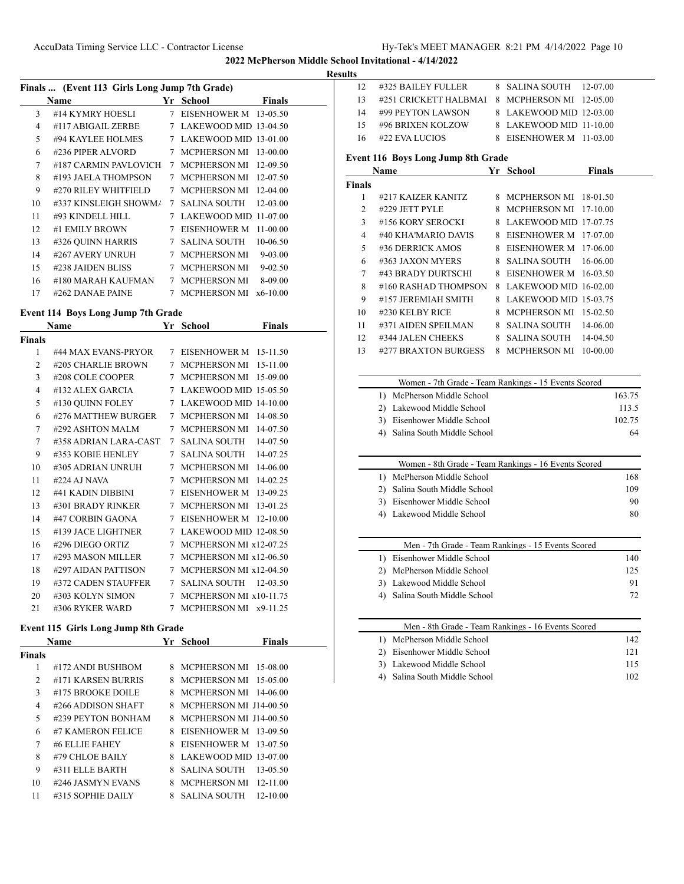## 2022 McPherson Middle School Invitational - 4/14/2022

### Results

#### Finals ... (Event 113 Girls Long Jump 7th Grade)

| | Name | Yr | School | Finals |
|---|---|---|---|---|
| 3 | #14 KYMRY HOESLI | 7 | EISENHOWER M | 13-05.50 |
| 4 | #117 ABIGAIL ZERBE | 7 | LAKEWOOD MID | 13-04.50 |
| 5 | #94 KAYLEE HOLMES | 7 | LAKEWOOD MID | 13-01.00 |
| 6 | #236 PIPER ALVORD | 7 | MCPHERSON MI | 13-00.00 |
| 7 | #187 CARMIN PAVLOVICH | 7 | MCPHERSON MI | 12-09.50 |
| 8 | #193 JAELA THOMPSON | 7 | MCPHERSON MI | 12-07.50 |
| 9 | #270 RILEY WHITFIELD | 7 | MCPHERSON MI | 12-04.00 |
| 10 | #337 KINSLEIGH SHOWMA | 7 | SALINA SOUTH | 12-03.00 |
| 11 | #93 KINDELL HILL | 7 | LAKEWOOD MID | 11-07.00 |
| 12 | #1 EMILY BROWN | 7 | EISENHOWER M | 11-00.00 |
| 13 | #326 QUINN HARRIS | 7 | SALINA SOUTH | 10-06.50 |
| 14 | #267 AVERY UNRUH | 7 | MCPHERSON MI | 9-03.00 |
| 15 | #238 JAIDEN BLISS | 7 | MCPHERSON MI | 9-02.50 |
| 16 | #180 MARAH KAUFMAN | 7 | MCPHERSON MI | 8-09.00 |
| 17 | #262 DANAE PAINE | 7 | MCPHERSON MI | x6-10.00 |

#### Event 114 Boys Long Jump 7th Grade

| | Name | Yr | School | Finals |
|---|---|---|---|---|
| **Finals** | | | | |
| 1 | #44 MAX EVANS-PRYOR | 7 | EISENHOWER M | 15-11.50 |
| 2 | #205 CHARLIE BROWN | 7 | MCPHERSON MI | 15-11.00 |
| 3 | #208 COLE COOPER | 7 | MCPHERSON MI | 15-09.00 |
| 4 | #132 ALEX GARCIA | 7 | LAKEWOOD MID | 15-05.50 |
| 5 | #130 QUINN FOLEY | 7 | LAKEWOOD MID | 14-10.00 |
| 6 | #276 MATTHEW BURGER | 7 | MCPHERSON MI | 14-08.50 |
| 7 | #292 ASHTON MALM | 7 | MCPHERSON MI | 14-07.50 |
| 7 | #358 ADRIAN LARA-CAST | 7 | SALINA SOUTH | 14-07.50 |
| 9 | #353 KOBIE HENLEY | 7 | SALINA SOUTH | 14-07.25 |
| 10 | #305 ADRIAN UNRUH | 7 | MCPHERSON MI | 14-06.00 |
| 11 | #224 AJ NAVA | 7 | MCPHERSON MI | 14-02.25 |
| 12 | #41 KADIN DIBBINI | 7 | EISENHOWER M | 13-09.25 |
| 13 | #301 BRADY RINKER | 7 | MCPHERSON MI | 13-01.25 |
| 14 | #47 CORBIN GAONA | 7 | EISENHOWER M | 12-10.00 |
| 15 | #139 JACE LIGHTNER | 7 | LAKEWOOD MID | 12-08.50 |
| 16 | #296 DIEGO ORTIZ | 7 | MCPHERSON MI | x12-07.25 |
| 17 | #293 MASON MILLER | 7 | MCPHERSON MI | x12-06.50 |
| 18 | #297 AIDAN PATTISON | 7 | MCPHERSON MI | x12-04.50 |
| 19 | #372 CADEN STAUFFER | 7 | SALINA SOUTH | 12-03.50 |
| 20 | #303 KOLYN SIMON | 7 | MCPHERSON MI | x10-11.75 |
| 21 | #306 RYKER WARD | 7 | MCPHERSON MI | x9-11.25 |

#### Event 115 Girls Long Jump 8th Grade

| | Name | Yr | School | Finals |
|---|---|---|---|---|
| **Finals** | | | | |
| 1 | #172 ANDI BUSHBOM | 8 | MCPHERSON MI | 15-08.00 |
| 2 | #171 KARSEN BURRIS | 8 | MCPHERSON MI | 15-05.00 |
| 3 | #175 BROOKE DOILE | 8 | MCPHERSON MI | 14-06.00 |
| 4 | #266 ADDISON SHAFT | 8 | MCPHERSON MI | J14-00.50 |
| 5 | #239 PEYTON BONHAM | 8 | MCPHERSON MI | J14-00.50 |
| 6 | #7 KAMERON FELICE | 8 | EISENHOWER M | 13-09.50 |
| 7 | #6 ELLIE FAHEY | 8 | EISENHOWER M | 13-07.50 |
| 8 | #79 CHLOE BAILY | 8 | LAKEWOOD MID | 13-07.00 |
| 9 | #311 ELLE BARTH | 8 | SALINA SOUTH | 13-05.50 |
| 10 | #246 JASMYN EVANS | 8 | MCPHERSON MI | 12-11.00 |
| 11 | #315 SOPHIE DAILY | 8 | SALINA SOUTH | 12-10.00 |
| 12 | #325 BAILEY FULLER | 8 | SALINA SOUTH | 12-07.00 |
| 13 | #251 CRICKETT HALBMAI | 8 | MCPHERSON MI | 12-05.00 |
| 14 | #99 PEYTON LAWSON | 8 | LAKEWOOD MID | 12-03.00 |
| 15 | #96 BRIXEN KOLZOW | 8 | LAKEWOOD MID | 11-10.00 |
| 16 | #22 EVA LUCIOS | 8 | EISENHOWER M | 11-03.00 |

#### Event 116 Boys Long Jump 8th Grade

| | Name | Yr | School | Finals |
|---|---|---|---|---|
| **Finals** | | | | |
| 1 | #217 KAIZER KANITZ | 8 | MCPHERSON MI | 18-01.50 |
| 2 | #229 JETT PYLE | 8 | MCPHERSON MI | 17-10.00 |
| 3 | #156 KORY SEROCKI | 8 | LAKEWOOD MID | 17-07.75 |
| 4 | #40 KHA'MARIO DAVIS | 8 | EISENHOWER M | 17-07.00 |
| 5 | #36 DERRICK AMOS | 8 | EISENHOWER M | 17-06.00 |
| 6 | #363 JAXON MYERS | 8 | SALINA SOUTH | 16-06.00 |
| 7 | #43 BRADY DURTSCHI | 8 | EISENHOWER M | 16-03.50 |
| 8 | #160 RASHAD THOMPSON | 8 | LAKEWOOD MID | 16-02.00 |
| 9 | #157 JEREMIAH SMITH | 8 | LAKEWOOD MID | 15-03.75 |
| 10 | #230 KELBY RICE | 8 | MCPHERSON MI | 15-02.50 |
| 11 | #371 AIDEN SPEILMAN | 8 | SALINA SOUTH | 14-06.00 |
| 12 | #344 JALEN CHEEKS | 8 | SALINA SOUTH | 14-04.50 |
| 13 | #277 BRAXTON BURGESS | 8 | MCPHERSON MI | 10-00.00 |

#### Women - 7th Grade - Team Rankings - 15 Events Scored

| | | |
|---|---|---|
| 1) | McPherson Middle School | 163.75 |
| 2) | Lakewood Middle School | 113.5 |
| 3) | Eisenhower Middle School | 102.75 |
| 4) | Salina South Middle School | 64 |

#### Women - 8th Grade - Team Rankings - 16 Events Scored

| | | |
|---|---|---|
| 1) | McPherson Middle School | 168 |
| 2) | Salina South Middle School | 109 |
| 3) | Eisenhower Middle School | 90 |
| 4) | Lakewood Middle School | 80 |

#### Men - 7th Grade - Team Rankings - 15 Events Scored

| | | |
|---|---|---|
| 1) | Eisenhower Middle School | 140 |
| 2) | McPherson Middle School | 125 |
| 3) | Lakewood Middle School | 91 |
| 4) | Salina South Middle School | 72 |

#### Men - 8th Grade - Team Rankings - 16 Events Scored

| | | |
|---|---|---|
| 1) | McPherson Middle School | 142 |
| 2) | Eisenhower Middle School | 121 |
| 3) | Lakewood Middle School | 115 |
| 4) | Salina South Middle School | 102 |